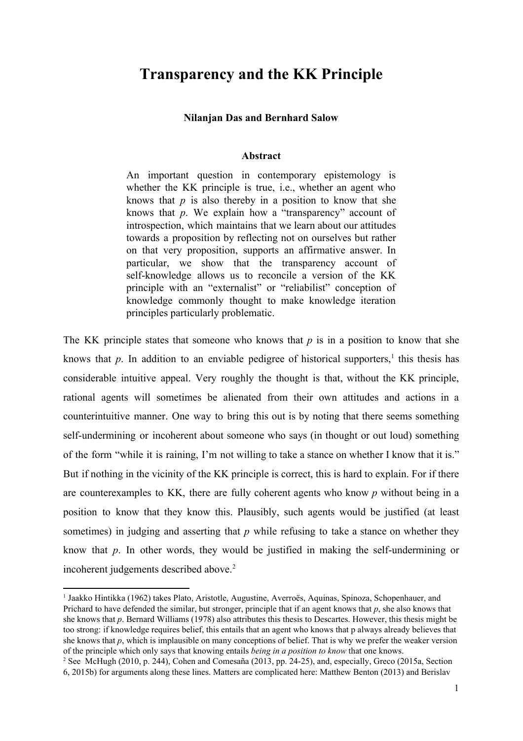# Transparency and the KK Principle

**Nilanjan Das and Bernhard Salow**

### Abstract

An important question in contemporary epistemology is whether the KK principle is true, i.e., whether an agent who knows that *p* is also thereby in a position to know that she knows that *p*. We explain how a "transparency" account of introspection, which maintains that we learn about our attitudes towards a proposition by reflecting not on ourselves but rather on that very proposition, supports an affirmative answer. In particular, we show that the transparency account of self-knowledge allows us to reconcile a version of the KK principle with an "externalist" or "reliabilist" conception of knowledge commonly thought to make knowledge iteration principles particularly problematic.

The KK principle states that someone who knows that *p* is in a position to know that she knows that *p*. In addition to an enviable pedigree of historical supporters,[1] this thesis has considerable intuitive appeal. Very roughly the thought is that, without the KK principle, rational agents will sometimes be alienated from their own attitudes and actions in a counterintuitive manner. One way to bring this out is by noting that there seems something self-undermining or incoherent about someone who says (in thought or out loud) something of the form "while it is raining, I'm not willing to take a stance on whether I know that it is." But if nothing in the vicinity of the KK principle is correct, this is hard to explain. For if there are counterexamples to KK, there are fully coherent agents who know *p* without being in a position to know that they know this. Plausibly, such agents would be justified (at least sometimes) in judging and asserting that *p* while refusing to take a stance on whether they know that *p*. In other words, they would be justified in making the self-undermining or incoherent judgements described above.[2]

---

[1] Jaakko Hintikka (1962) takes Plato, Aristotle, Augustine, Averroës, Aquinas, Spinoza, Schopenhauer, and Prichard to have defended the similar, but stronger, principle that if an agent knows that *p*, she also knows that she knows that *p*. Bernard Williams (1978) also attributes this thesis to Descartes. However, this thesis might be too strong: if knowledge requires belief, this entails that an agent who knows that p always already believes that she knows that *p*, which is implausible on many conceptions of belief. That is why we prefer the weaker version of the principle which only says that knowing entails *being in a position to know* that one knows.

[2] See McHugh (2010, p. 244), Cohen and Comesaña (2013, pp. 24-25), and, especially, Greco (2015a, Section 6, 2015b) for arguments along these lines. Matters are complicated here: Matthew Benton (2013) and Berislav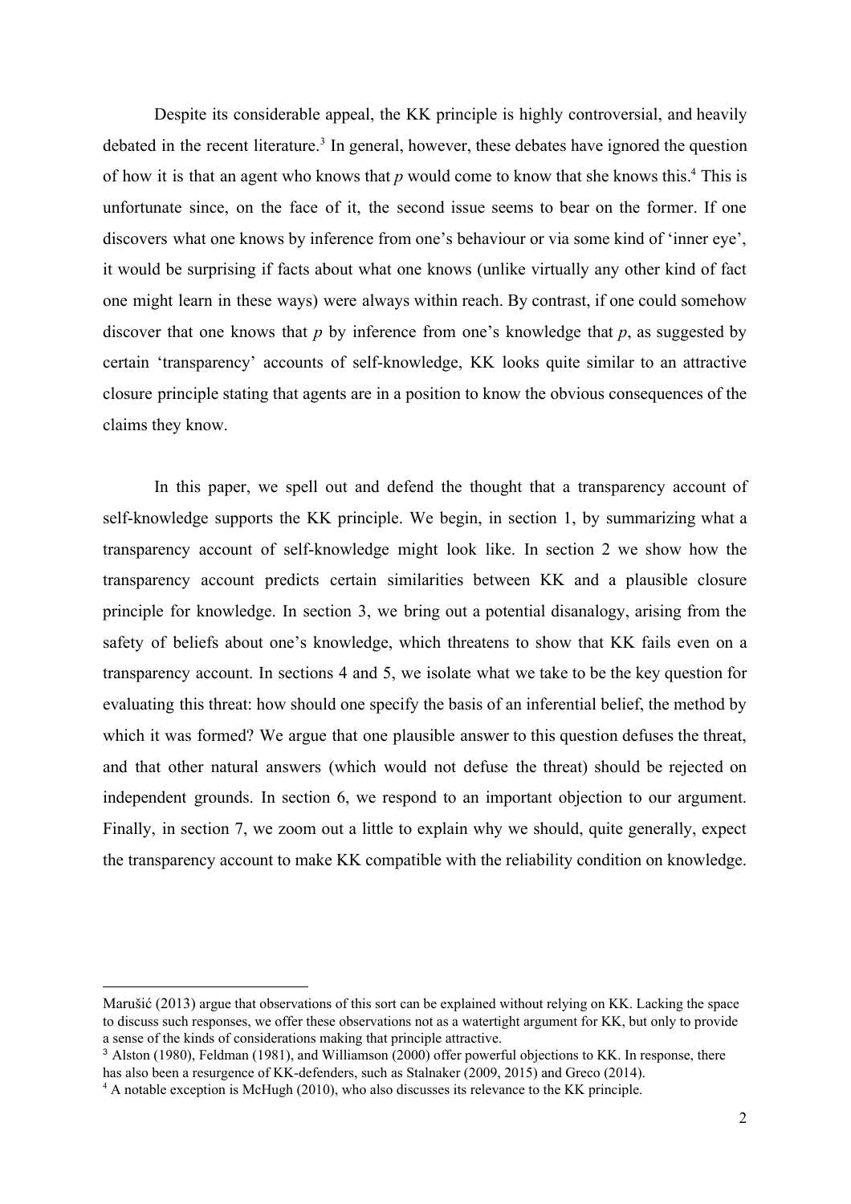Despite its considerable appeal, the KK principle is highly controversial, and heavily debated in the recent literature.[3] In general, however, these debates have ignored the question of how it is that an agent who knows that *p* would come to know that she knows this.[4] This is unfortunate since, on the face of it, the second issue seems to bear on the former. If one discovers what one knows by inference from one's behaviour or via some kind of 'inner eye', it would be surprising if facts about what one knows (unlike virtually any other kind of fact one might learn in these ways) were always within reach. By contrast, if one could somehow discover that one knows that *p* by inference from one's knowledge that *p*, as suggested by certain 'transparency' accounts of self-knowledge, KK looks quite similar to an attractive closure principle stating that agents are in a position to know the obvious consequences of the claims they know.

In this paper, we spell out and defend the thought that a transparency account of self-knowledge supports the KK principle. We begin, in section 1, by summarizing what a transparency account of self-knowledge might look like. In section 2 we show how the transparency account predicts certain similarities between KK and a plausible closure principle for knowledge. In section 3, we bring out a potential disanalogy, arising from the safety of beliefs about one's knowledge, which threatens to show that KK fails even on a transparency account. In sections 4 and 5, we isolate what we take to be the key question for evaluating this threat: how should one specify the basis of an inferential belief, the method by which it was formed? We argue that one plausible answer to this question defuses the threat, and that other natural answers (which would not defuse the threat) should be rejected on independent grounds. In section 6, we respond to an important objection to our argument. Finally, in section 7, we zoom out a little to explain why we should, quite generally, expect the transparency account to make KK compatible with the reliability condition on knowledge.

---

Marušić (2013) argue that observations of this sort can be explained without relying on KK. Lacking the space to discuss such responses, we offer these observations not as a watertight argument for KK, but only to provide a sense of the kinds of considerations making that principle attractive.

[3] Alston (1980), Feldman (1981), and Williamson (2000) offer powerful objections to KK. In response, there has also been a resurgence of KK-defenders, such as Stalnaker (2009, 2015) and Greco (2014).

[4] A notable exception is McHugh (2010), who also discusses its relevance to the KK principle.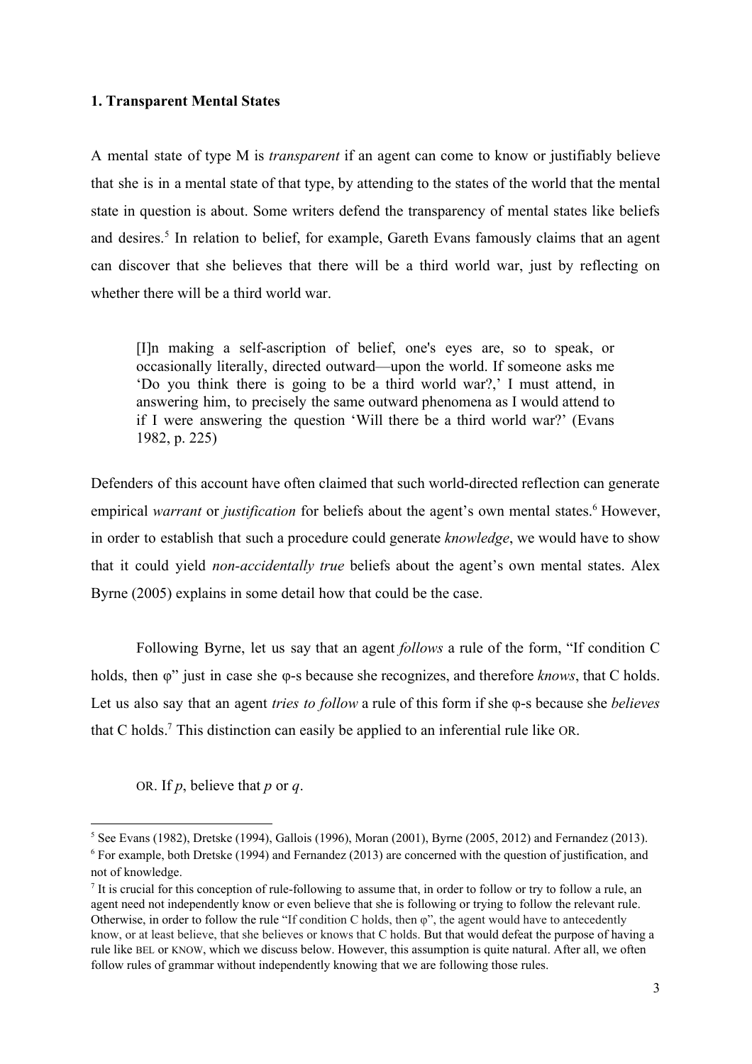### 1. Transparent Mental States

A mental state of type M is *transparent* if an agent can come to know or justifiably believe that she is in a mental state of that type, by attending to the states of the world that the mental state in question is about. Some writers defend the transparency of mental states like beliefs and desires.[5] In relation to belief, for example, Gareth Evans famously claims that an agent can discover that she believes that there will be a third world war, just by reflecting on whether there will be a third world war.

> [I]n making a self-ascription of belief, one's eyes are, so to speak, or occasionally literally, directed outward—upon the world. If someone asks me 'Do you think there is going to be a third world war?,' I must attend, in answering him, to precisely the same outward phenomena as I would attend to if I were answering the question 'Will there be a third world war?' (Evans 1982, p. 225)

Defenders of this account have often claimed that such world-directed reflection can generate empirical *warrant* or *justification* for beliefs about the agent's own mental states.[6] However, in order to establish that such a procedure could generate *knowledge*, we would have to show that it could yield *non-accidentally true* beliefs about the agent's own mental states. Alex Byrne (2005) explains in some detail how that could be the case.

Following Byrne, let us say that an agent *follows* a rule of the form, "If condition C holds, then φ" just in case she φ-s because she recognizes, and therefore *knows*, that C holds. Let us also say that an agent *tries to follow* a rule of this form if she φ-s because she *believes* that C holds.[7] This distinction can easily be applied to an inferential rule like OR.

OR. If *p*, believe that *p* or *q*.

---

[5] See Evans (1982), Dretske (1994), Gallois (1996), Moran (2001), Byrne (2005, 2012) and Fernandez (2013).

[6] For example, both Dretske (1994) and Fernandez (2013) are concerned with the question of justification, and not of knowledge.

[7] It is crucial for this conception of rule-following to assume that, in order to follow or try to follow a rule, an agent need not independently know or even believe that she is following or trying to follow the relevant rule. Otherwise, in order to follow the rule "If condition C holds, then φ", the agent would have to antecedently know, or at least believe, that she believes or knows that C holds. But that would defeat the purpose of having a rule like BEL or KNOW, which we discuss below. However, this assumption is quite natural. After all, we often follow rules of grammar without independently knowing that we are following those rules.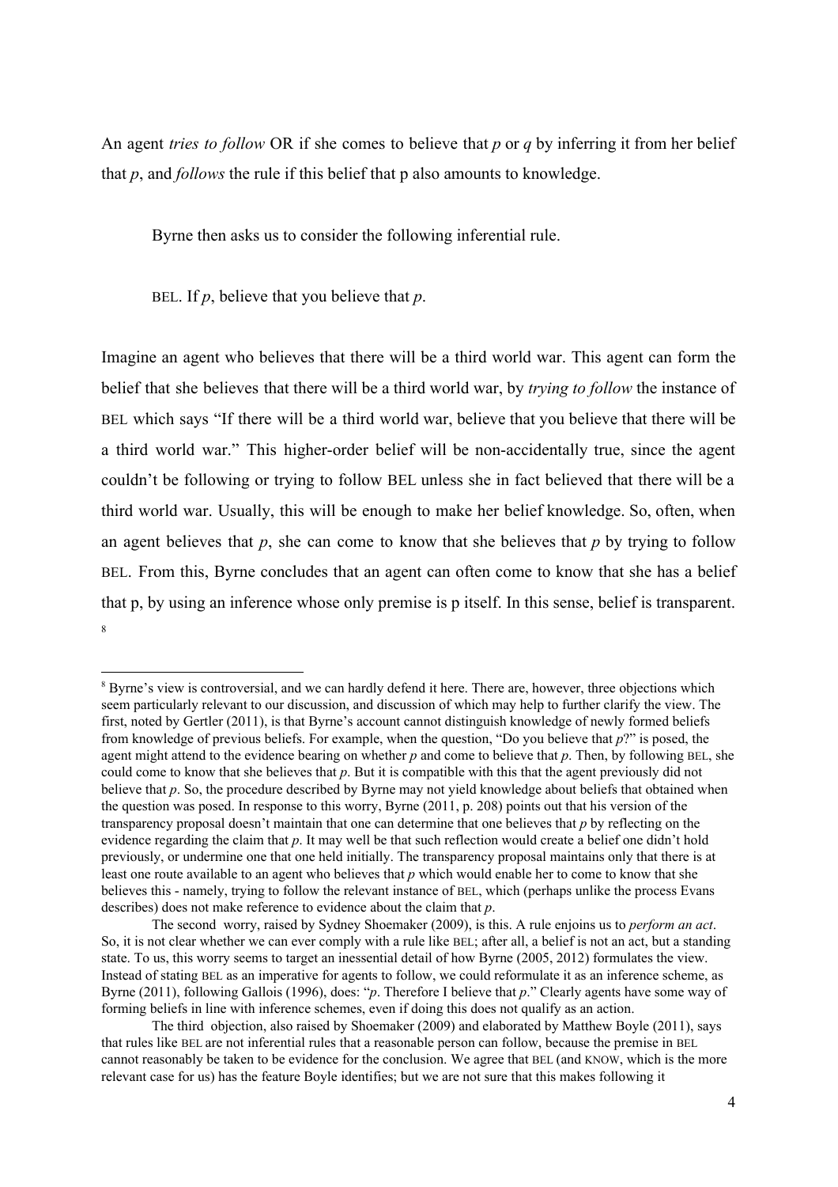An agent *tries to follow* OR if she comes to believe that *p* or *q* by inferring it from her belief that *p*, and *follows* the rule if this belief that p also amounts to knowledge.

Byrne then asks us to consider the following inferential rule.

BEL. If *p*, believe that you believe that *p*.

Imagine an agent who believes that there will be a third world war. This agent can form the belief that she believes that there will be a third world war, by *trying to follow* the instance of BEL which says "If there will be a third world war, believe that you believe that there will be a third world war." This higher-order belief will be non-accidentally true, since the agent couldn't be following or trying to follow BEL unless she in fact believed that there will be a third world war. Usually, this will be enough to make her belief knowledge. So, often, when an agent believes that *p*, she can come to know that she believes that *p* by trying to follow BEL. From this, Byrne concludes that an agent can often come to know that she has a belief that p, by using an inference whose only premise is p itself. In this sense, belief is transparent. [8]

---

[8] Byrne's view is controversial, and we can hardly defend it here. There are, however, three objections which seem particularly relevant to our discussion, and discussion of which may help to further clarify the view. The first, noted by Gertler (2011), is that Byrne's account cannot distinguish knowledge of newly formed beliefs from knowledge of previous beliefs. For example, when the question, "Do you believe that *p*?" is posed, the agent might attend to the evidence bearing on whether *p* and come to believe that *p*. Then, by following BEL, she could come to know that she believes that *p*. But it is compatible with this that the agent previously did not believe that *p*. So, the procedure described by Byrne may not yield knowledge about beliefs that obtained when the question was posed. In response to this worry, Byrne (2011, p. 208) points out that his version of the transparency proposal doesn't maintain that one can determine that one believes that *p* by reflecting on the evidence regarding the claim that *p*. It may well be that such reflection would create a belief one didn't hold previously, or undermine one that one held initially. The transparency proposal maintains only that there is at least one route available to an agent who believes that *p* which would enable her to come to know that she believes this - namely, trying to follow the relevant instance of BEL, which (perhaps unlike the process Evans describes) does not make reference to evidence about the claim that *p*.

The second worry, raised by Sydney Shoemaker (2009), is this. A rule enjoins us to *perform an act*. So, it is not clear whether we can ever comply with a rule like BEL; after all, a belief is not an act, but a standing state. To us, this worry seems to target an inessential detail of how Byrne (2005, 2012) formulates the view. Instead of stating BEL as an imperative for agents to follow, we could reformulate it as an inference scheme, as Byrne (2011), following Gallois (1996), does: "*p*. Therefore I believe that *p*." Clearly agents have some way of forming beliefs in line with inference schemes, even if doing this does not qualify as an action.

The third objection, also raised by Shoemaker (2009) and elaborated by Matthew Boyle (2011), says that rules like BEL are not inferential rules that a reasonable person can follow, because the premise in BEL cannot reasonably be taken to be evidence for the conclusion. We agree that BEL (and KNOW, which is the more relevant case for us) has the feature Boyle identifies; but we are not sure that this makes following it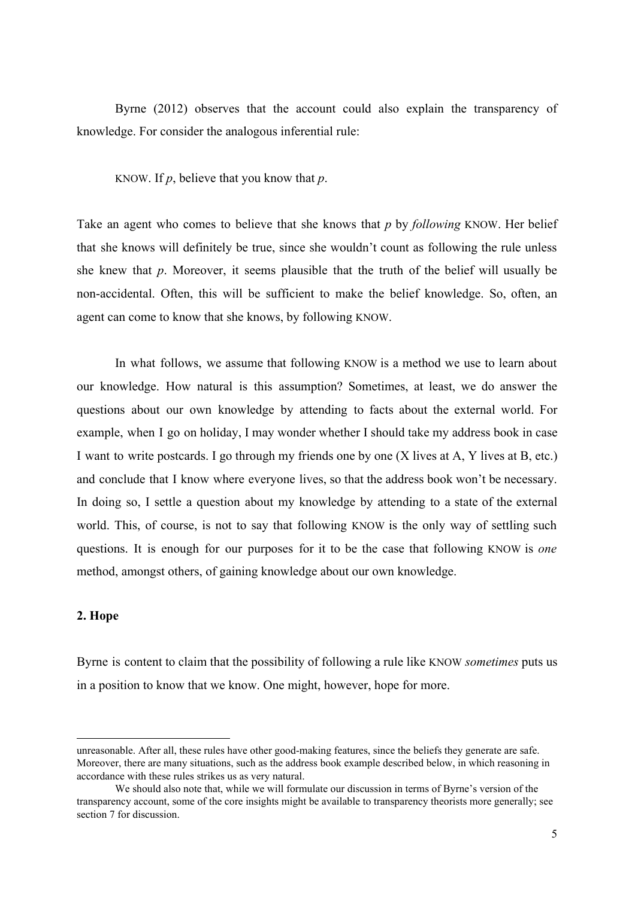Byrne (2012) observes that the account could also explain the transparency of knowledge. For consider the analogous inferential rule:

KNOW. If *p*, believe that you know that *p*.

Take an agent who comes to believe that she knows that *p* by *following* KNOW. Her belief that she knows will definitely be true, since she wouldn't count as following the rule unless she knew that *p*. Moreover, it seems plausible that the truth of the belief will usually be non-accidental. Often, this will be sufficient to make the belief knowledge. So, often, an agent can come to know that she knows, by following KNOW.

In what follows, we assume that following KNOW is a method we use to learn about our knowledge. How natural is this assumption? Sometimes, at least, we do answer the questions about our own knowledge by attending to facts about the external world. For example, when I go on holiday, I may wonder whether I should take my address book in case I want to write postcards. I go through my friends one by one (X lives at A, Y lives at B, etc.) and conclude that I know where everyone lives, so that the address book won't be necessary. In doing so, I settle a question about my knowledge by attending to a state of the external world. This, of course, is not to say that following KNOW is the only way of settling such questions. It is enough for our purposes for it to be the case that following KNOW is *one* method, amongst others, of gaining knowledge about our own knowledge.

## 2. Hope

Byrne is content to claim that the possibility of following a rule like KNOW *sometimes* puts us in a position to know that we know. One might, however, hope for more.

---

unreasonable. After all, these rules have other good-making features, since the beliefs they generate are safe. Moreover, there are many situations, such as the address book example described below, in which reasoning in accordance with these rules strikes us as very natural.

We should also note that, while we will formulate our discussion in terms of Byrne's version of the transparency account, some of the core insights might be available to transparency theorists more generally; see section 7 for discussion.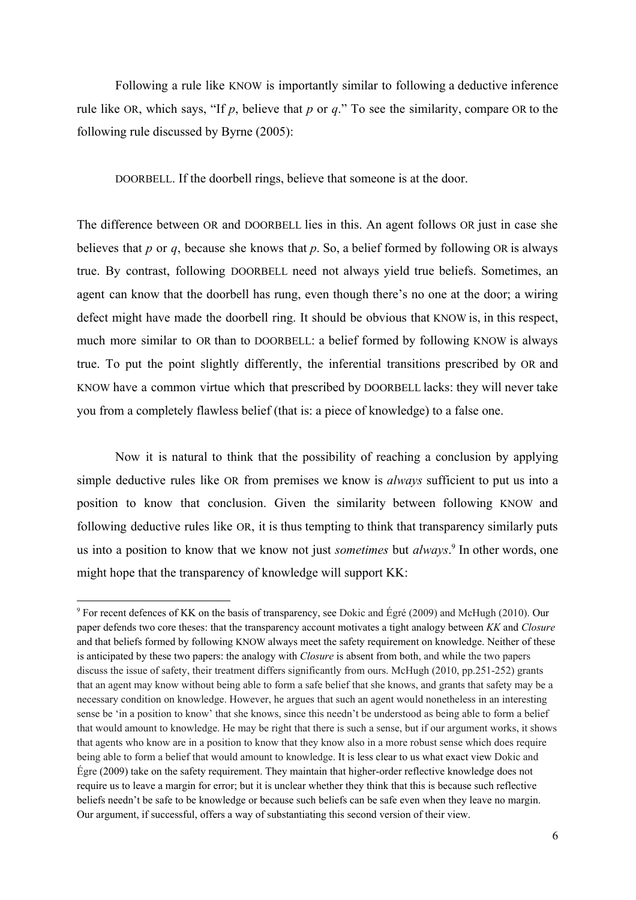Following a rule like KNOW is importantly similar to following a deductive inference rule like OR, which says, "If *p*, believe that *p* or *q*." To see the similarity, compare OR to the following rule discussed by Byrne (2005):

DOORBELL. If the doorbell rings, believe that someone is at the door.

The difference between OR and DOORBELL lies in this. An agent follows OR just in case she believes that *p* or *q*, because she knows that *p*. So, a belief formed by following OR is always true. By contrast, following DOORBELL need not always yield true beliefs. Sometimes, an agent can know that the doorbell has rung, even though there's no one at the door; a wiring defect might have made the doorbell ring. It should be obvious that KNOW is, in this respect, much more similar to OR than to DOORBELL: a belief formed by following KNOW is always true. To put the point slightly differently, the inferential transitions prescribed by OR and KNOW have a common virtue which that prescribed by DOORBELL lacks: they will never take you from a completely flawless belief (that is: a piece of knowledge) to a false one.

Now it is natural to think that the possibility of reaching a conclusion by applying simple deductive rules like OR from premises we know is *always* sufficient to put us into a position to know that conclusion. Given the similarity between following KNOW and following deductive rules like OR, it is thus tempting to think that transparency similarly puts us into a position to know that we know not just *sometimes* but *always*.[9] In other words, one might hope that the transparency of knowledge will support KK:

[9] For recent defences of KK on the basis of transparency, see Dokic and Égré (2009) and McHugh (2010). Our paper defends two core theses: that the transparency account motivates a tight analogy between *KK* and *Closure* and that beliefs formed by following KNOW always meet the safety requirement on knowledge. Neither of these is anticipated by these two papers: the analogy with *Closure* is absent from both, and while the two papers discuss the issue of safety, their treatment differs significantly from ours. McHugh (2010, pp.251-252) grants that an agent may know without being able to form a safe belief that she knows, and grants that safety may be a necessary condition on knowledge. However, he argues that such an agent would nonetheless in an interesting sense be 'in a position to know' that she knows, since this needn't be understood as being able to form a belief that would amount to knowledge. He may be right that there is such a sense, but if our argument works, it shows that agents who know are in a position to know that they know also in a more robust sense which does require being able to form a belief that would amount to knowledge. It is less clear to us what exact view Dokic and Égre (2009) take on the safety requirement. They maintain that higher-order reflective knowledge does not require us to leave a margin for error; but it is unclear whether they think that this is because such reflective beliefs needn't be safe to be knowledge or because such beliefs can be safe even when they leave no margin. Our argument, if successful, offers a way of substantiating this second version of their view.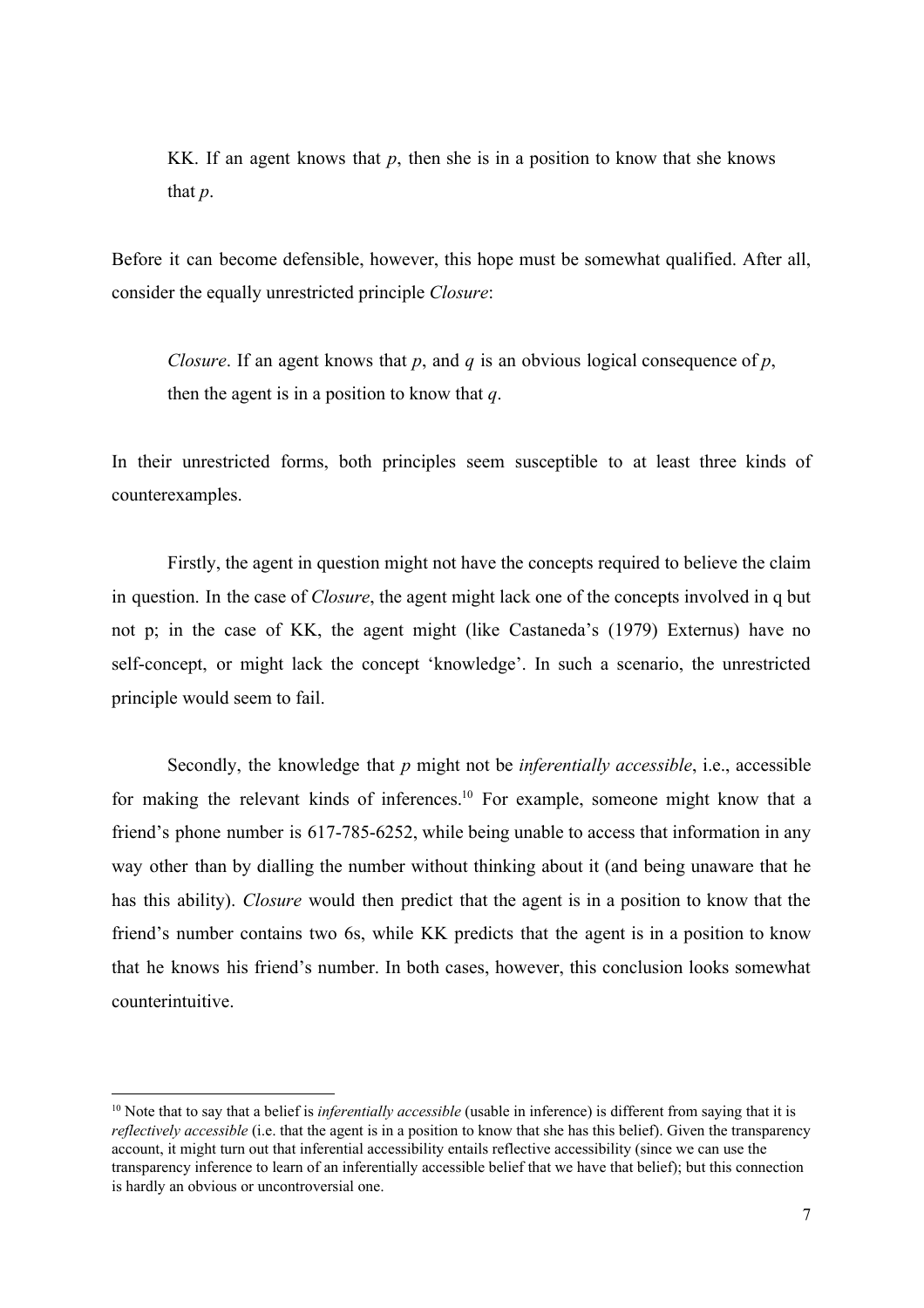KK. If an agent knows that *p*, then she is in a position to know that she knows that *p*.

Before it can become defensible, however, this hope must be somewhat qualified. After all, consider the equally unrestricted principle *Closure*:

*Closure*. If an agent knows that *p*, and *q* is an obvious logical consequence of *p*, then the agent is in a position to know that *q*.

In their unrestricted forms, both principles seem susceptible to at least three kinds of counterexamples.

Firstly, the agent in question might not have the concepts required to believe the claim in question. In the case of *Closure*, the agent might lack one of the concepts involved in q but not p; in the case of KK, the agent might (like Castaneda's (1979) Externus) have no self-concept, or might lack the concept 'knowledge'. In such a scenario, the unrestricted principle would seem to fail.

Secondly, the knowledge that *p* might not be *inferentially accessible*, i.e., accessible for making the relevant kinds of inferences.[10] For example, someone might know that a friend's phone number is 617-785-6252, while being unable to access that information in any way other than by dialling the number without thinking about it (and being unaware that he has this ability). *Closure* would then predict that the agent is in a position to know that the friend's number contains two 6s, while KK predicts that the agent is in a position to know that he knows his friend's number. In both cases, however, this conclusion looks somewhat counterintuitive.

---

[10] Note that to say that a belief is *inferentially accessible* (usable in inference) is different from saying that it is *reflectively accessible* (i.e. that the agent is in a position to know that she has this belief). Given the transparency account, it might turn out that inferential accessibility entails reflective accessibility (since we can use the transparency inference to learn of an inferentially accessible belief that we have that belief); but this connection is hardly an obvious or uncontroversial one.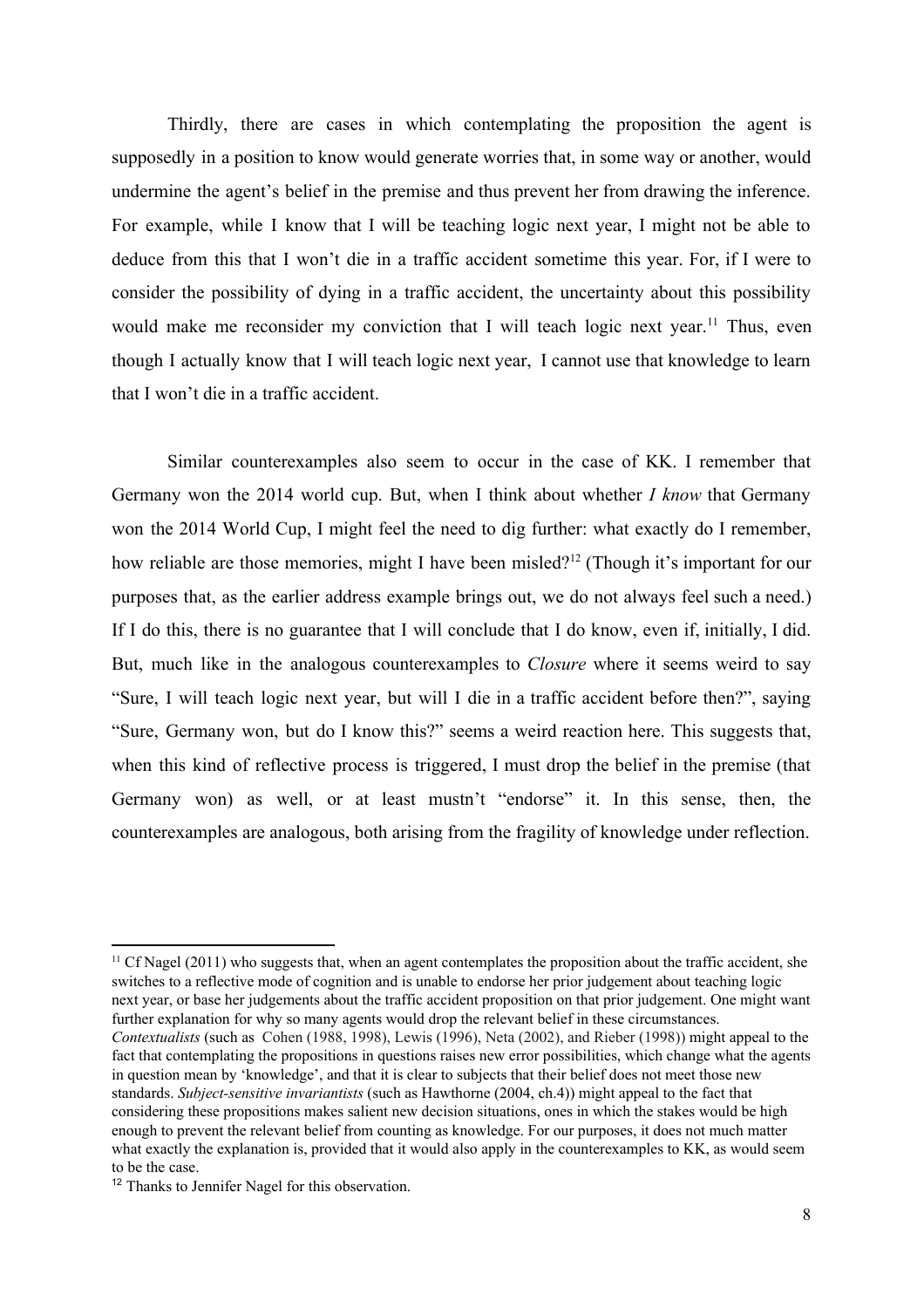Thirdly, there are cases in which contemplating the proposition the agent is supposedly in a position to know would generate worries that, in some way or another, would undermine the agent's belief in the premise and thus prevent her from drawing the inference. For example, while I know that I will be teaching logic next year, I might not be able to deduce from this that I won't die in a traffic accident sometime this year. For, if I were to consider the possibility of dying in a traffic accident, the uncertainty about this possibility would make me reconsider my conviction that I will teach logic next year.[11] Thus, even though I actually know that I will teach logic next year, I cannot use that knowledge to learn that I won't die in a traffic accident.

Similar counterexamples also seem to occur in the case of KK. I remember that Germany won the 2014 world cup. But, when I think about whether *I know* that Germany won the 2014 World Cup, I might feel the need to dig further: what exactly do I remember, how reliable are those memories, might I have been misled?[12] (Though it's important for our purposes that, as the earlier address example brings out, we do not always feel such a need.) If I do this, there is no guarantee that I will conclude that I do know, even if, initially, I did. But, much like in the analogous counterexamples to *Closure* where it seems weird to say "Sure, I will teach logic next year, but will I die in a traffic accident before then?", saying "Sure, Germany won, but do I know this?" seems a weird reaction here. This suggests that, when this kind of reflective process is triggered, I must drop the belief in the premise (that Germany won) as well, or at least mustn't "endorse" it. In this sense, then, the counterexamples are analogous, both arising from the fragility of knowledge under reflection.

---

[11] Cf Nagel (2011) who suggests that, when an agent contemplates the proposition about the traffic accident, she switches to a reflective mode of cognition and is unable to endorse her prior judgement about teaching logic next year, or base her judgements about the traffic accident proposition on that prior judgement. One might want further explanation for why so many agents would drop the relevant belief in these circumstances. *Contextualists* (such as Cohen (1988, 1998), Lewis (1996), Neta (2002), and Rieber (1998)) might appeal to the fact that contemplating the propositions in questions raises new error possibilities, which change what the agents in question mean by 'knowledge', and that it is clear to subjects that their belief does not meet those new standards. *Subject-sensitive invariantists* (such as Hawthorne (2004, ch.4)) might appeal to the fact that considering these propositions makes salient new decision situations, ones in which the stakes would be high enough to prevent the relevant belief from counting as knowledge. For our purposes, it does not much matter what exactly the explanation is, provided that it would also apply in the counterexamples to KK, as would seem to be the case.

[12] Thanks to Jennifer Nagel for this observation.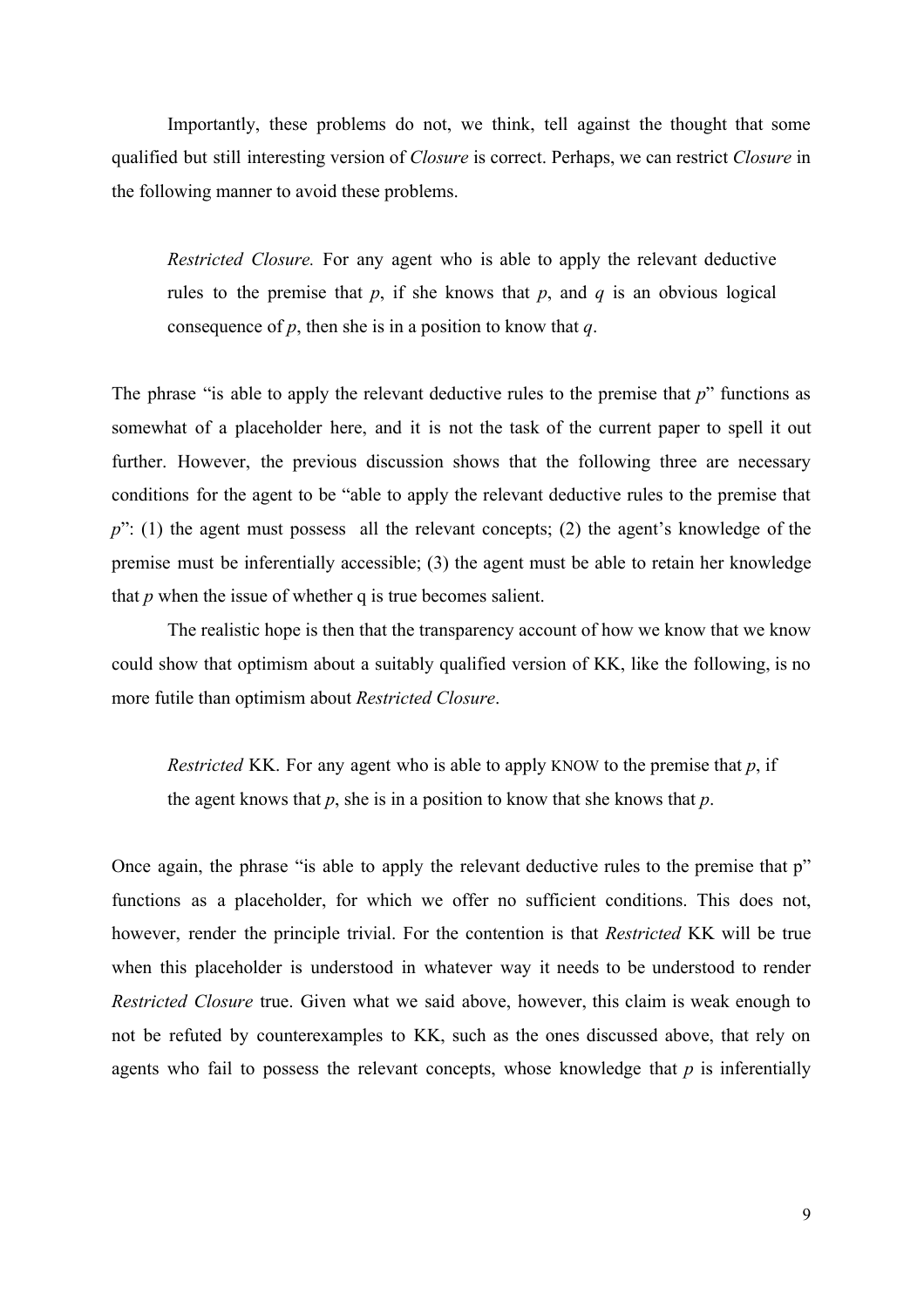Importantly, these problems do not, we think, tell against the thought that some qualified but still interesting version of *Closure* is correct. Perhaps, we can restrict *Closure* in the following manner to avoid these problems.

> *Restricted Closure.* For any agent who is able to apply the relevant deductive rules to the premise that *p*, if she knows that *p*, and *q* is an obvious logical consequence of *p*, then she is in a position to know that *q*.

The phrase "is able to apply the relevant deductive rules to the premise that *p*" functions as somewhat of a placeholder here, and it is not the task of the current paper to spell it out further. However, the previous discussion shows that the following three are necessary conditions for the agent to be "able to apply the relevant deductive rules to the premise that *p*": (1) the agent must possess all the relevant concepts; (2) the agent's knowledge of the premise must be inferentially accessible; (3) the agent must be able to retain her knowledge that *p* when the issue of whether q is true becomes salient.

The realistic hope is then that the transparency account of how we know that we know could show that optimism about a suitably qualified version of KK, like the following, is no more futile than optimism about *Restricted Closure*.

> *Restricted* KK. For any agent who is able to apply KNOW to the premise that *p*, if the agent knows that *p*, she is in a position to know that she knows that *p*.

Once again, the phrase "is able to apply the relevant deductive rules to the premise that p" functions as a placeholder, for which we offer no sufficient conditions. This does not, however, render the principle trivial. For the contention is that *Restricted* KK will be true when this placeholder is understood in whatever way it needs to be understood to render *Restricted Closure* true. Given what we said above, however, this claim is weak enough to not be refuted by counterexamples to KK, such as the ones discussed above, that rely on agents who fail to possess the relevant concepts, whose knowledge that *p* is inferentially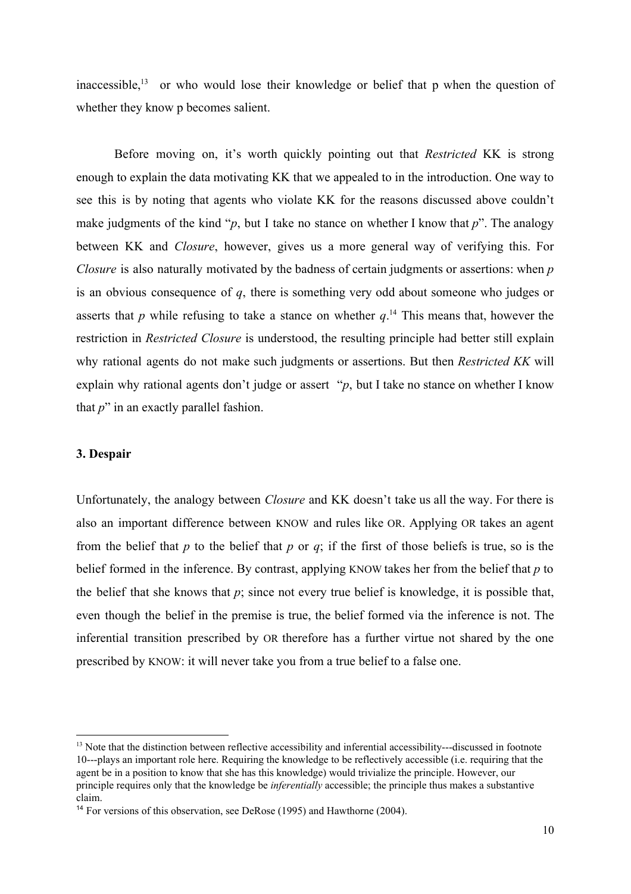inaccessible,[13] or who would lose their knowledge or belief that p when the question of whether they know p becomes salient.

Before moving on, it's worth quickly pointing out that *Restricted* KK is strong enough to explain the data motivating KK that we appealed to in the introduction. One way to see this is by noting that agents who violate KK for the reasons discussed above couldn't make judgments of the kind "*p*, but I take no stance on whether I know that *p*". The analogy between KK and *Closure*, however, gives us a more general way of verifying this. For *Closure* is also naturally motivated by the badness of certain judgments or assertions: when *p* is an obvious consequence of *q*, there is something very odd about someone who judges or asserts that *p* while refusing to take a stance on whether *q*.[14] This means that, however the restriction in *Restricted Closure* is understood, the resulting principle had better still explain why rational agents do not make such judgments or assertions. But then *Restricted KK* will explain why rational agents don't judge or assert "*p*, but I take no stance on whether I know that *p*" in an exactly parallel fashion.

### 3. Despair

Unfortunately, the analogy between *Closure* and KK doesn't take us all the way. For there is also an important difference between KNOW and rules like OR. Applying OR takes an agent from the belief that *p* to the belief that *p* or *q*; if the first of those beliefs is true, so is the belief formed in the inference. By contrast, applying KNOW takes her from the belief that *p* to the belief that she knows that *p*; since not every true belief is knowledge, it is possible that, even though the belief in the premise is true, the belief formed via the inference is not. The inferential transition prescribed by OR therefore has a further virtue not shared by the one prescribed by KNOW: it will never take you from a true belief to a false one.

---

[13] Note that the distinction between reflective accessibility and inferential accessibility---discussed in footnote 10---plays an important role here. Requiring the knowledge to be reflectively accessible (i.e. requiring that the agent be in a position to know that she has this knowledge) would trivialize the principle. However, our principle requires only that the knowledge be *inferentially* accessible; the principle thus makes a substantive claim.

[14] For versions of this observation, see DeRose (1995) and Hawthorne (2004).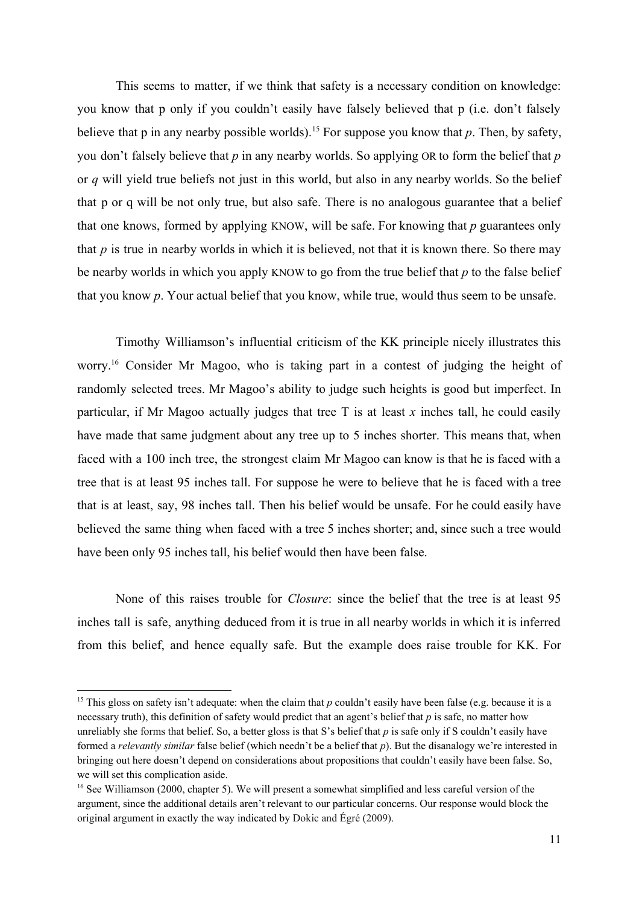This seems to matter, if we think that safety is a necessary condition on knowledge: you know that p only if you couldn't easily have falsely believed that p (i.e. don't falsely believe that p in any nearby possible worlds).[15] For suppose you know that *p*. Then, by safety, you don't falsely believe that *p* in any nearby worlds. So applying OR to form the belief that *p* or *q* will yield true beliefs not just in this world, but also in any nearby worlds. So the belief that p or q will be not only true, but also safe. There is no analogous guarantee that a belief that one knows, formed by applying KNOW, will be safe. For knowing that *p* guarantees only that *p* is true in nearby worlds in which it is believed, not that it is known there. So there may be nearby worlds in which you apply KNOW to go from the true belief that *p* to the false belief that you know *p*. Your actual belief that you know, while true, would thus seem to be unsafe.

Timothy Williamson's influential criticism of the KK principle nicely illustrates this worry.[16] Consider Mr Magoo, who is taking part in a contest of judging the height of randomly selected trees. Mr Magoo's ability to judge such heights is good but imperfect. In particular, if Mr Magoo actually judges that tree T is at least *x* inches tall, he could easily have made that same judgment about any tree up to 5 inches shorter. This means that, when faced with a 100 inch tree, the strongest claim Mr Magoo can know is that he is faced with a tree that is at least 95 inches tall. For suppose he were to believe that he is faced with a tree that is at least, say, 98 inches tall. Then his belief would be unsafe. For he could easily have believed the same thing when faced with a tree 5 inches shorter; and, since such a tree would have been only 95 inches tall, his belief would then have been false.

None of this raises trouble for *Closure*: since the belief that the tree is at least 95 inches tall is safe, anything deduced from it is true in all nearby worlds in which it is inferred from this belief, and hence equally safe. But the example does raise trouble for KK. For

---

[15] This gloss on safety isn't adequate: when the claim that *p* couldn't easily have been false (e.g. because it is a necessary truth), this definition of safety would predict that an agent's belief that *p* is safe, no matter how unreliably she forms that belief. So, a better gloss is that S's belief that *p* is safe only if S couldn't easily have formed a *relevantly similar* false belief (which needn't be a belief that *p*). But the disanalogy we're interested in bringing out here doesn't depend on considerations about propositions that couldn't easily have been false. So, we will set this complication aside.

[16] See Williamson (2000, chapter 5). We will present a somewhat simplified and less careful version of the argument, since the additional details aren't relevant to our particular concerns. Our response would block the original argument in exactly the way indicated by Dokic and Égré (2009).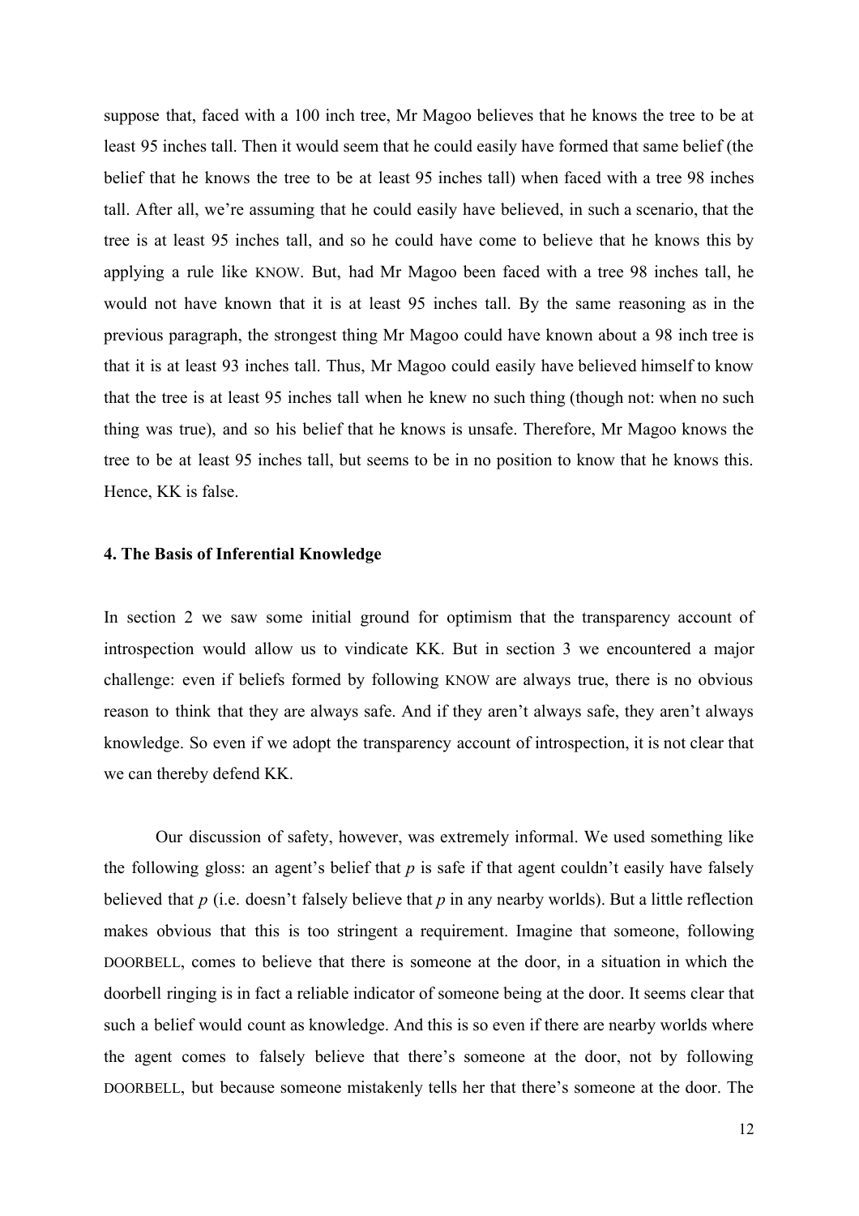suppose that, faced with a 100 inch tree, Mr Magoo believes that he knows the tree to be at least 95 inches tall. Then it would seem that he could easily have formed that same belief (the belief that he knows the tree to be at least 95 inches tall) when faced with a tree 98 inches tall. After all, we're assuming that he could easily have believed, in such a scenario, that the tree is at least 95 inches tall, and so he could have come to believe that he knows this by applying a rule like KNOW. But, had Mr Magoo been faced with a tree 98 inches tall, he would not have known that it is at least 95 inches tall. By the same reasoning as in the previous paragraph, the strongest thing Mr Magoo could have known about a 98 inch tree is that it is at least 93 inches tall. Thus, Mr Magoo could easily have believed himself to know that the tree is at least 95 inches tall when he knew no such thing (though not: when no such thing was true), and so his belief that he knows is unsafe. Therefore, Mr Magoo knows the tree to be at least 95 inches tall, but seems to be in no position to know that he knows this. Hence, KK is false.

#### 4. The Basis of Inferential Knowledge

In section 2 we saw some initial ground for optimism that the transparency account of introspection would allow us to vindicate KK. But in section 3 we encountered a major challenge: even if beliefs formed by following KNOW are always true, there is no obvious reason to think that they are always safe. And if they aren't always safe, they aren't always knowledge. So even if we adopt the transparency account of introspection, it is not clear that we can thereby defend KK.

Our discussion of safety, however, was extremely informal. We used something like the following gloss: an agent's belief that *p* is safe if that agent couldn't easily have falsely believed that *p* (i.e. doesn't falsely believe that *p* in any nearby worlds). But a little reflection makes obvious that this is too stringent a requirement. Imagine that someone, following DOORBELL, comes to believe that there is someone at the door, in a situation in which the doorbell ringing is in fact a reliable indicator of someone being at the door. It seems clear that such a belief would count as knowledge. And this is so even if there are nearby worlds where the agent comes to falsely believe that there's someone at the door, not by following DOORBELL, but because someone mistakenly tells her that there's someone at the door. The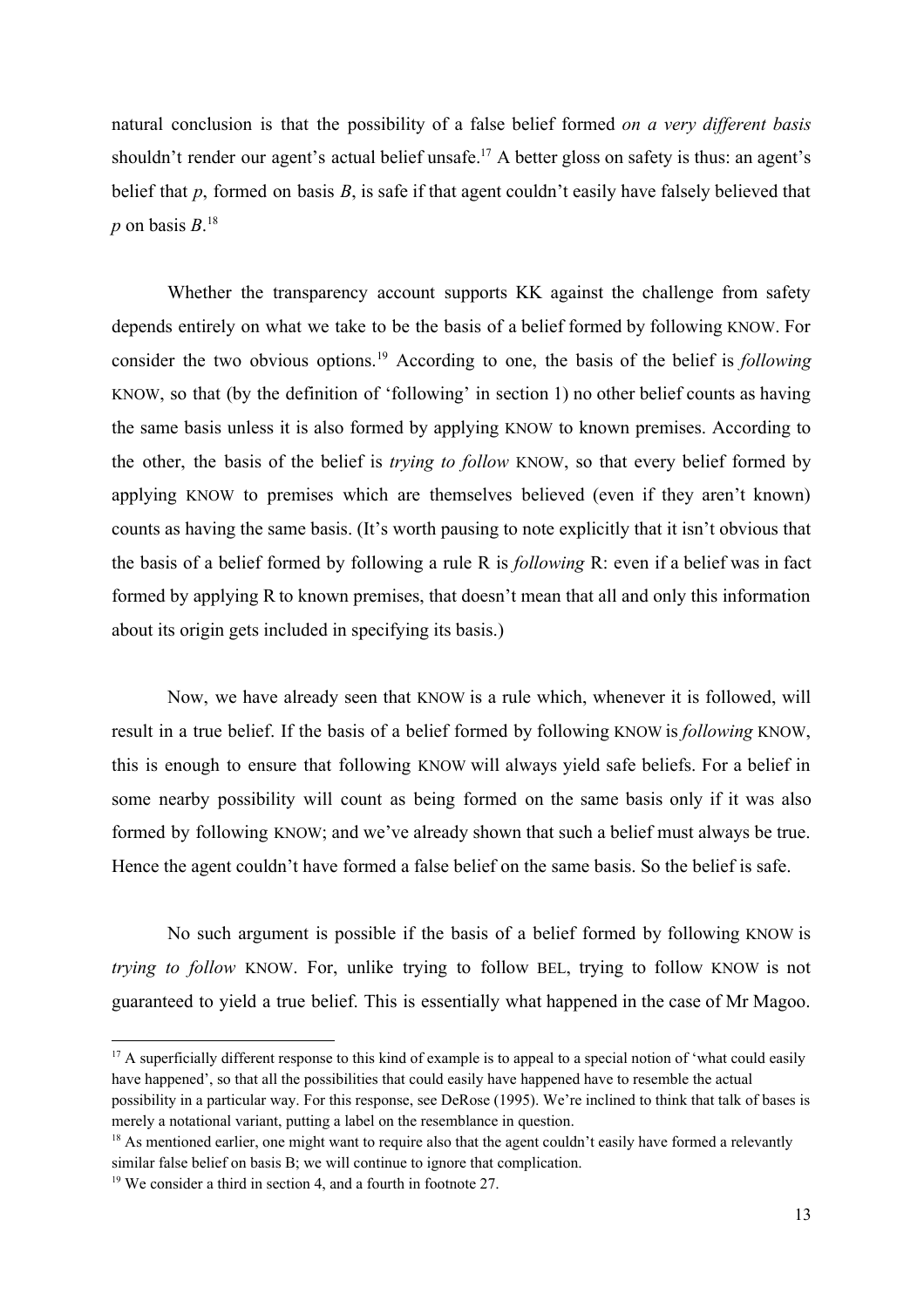natural conclusion is that the possibility of a false belief formed *on a very different basis* shouldn't render our agent's actual belief unsafe.[17] A better gloss on safety is thus: an agent's belief that *p*, formed on basis *B*, is safe if that agent couldn't easily have falsely believed that *p* on basis *B*.[18]

Whether the transparency account supports KK against the challenge from safety depends entirely on what we take to be the basis of a belief formed by following KNOW. For consider the two obvious options.[19] According to one, the basis of the belief is *following* KNOW, so that (by the definition of 'following' in section 1) no other belief counts as having the same basis unless it is also formed by applying KNOW to known premises. According to the other, the basis of the belief is *trying to follow* KNOW, so that every belief formed by applying KNOW to premises which are themselves believed (even if they aren't known) counts as having the same basis. (It's worth pausing to note explicitly that it isn't obvious that the basis of a belief formed by following a rule R is *following* R: even if a belief was in fact formed by applying R to known premises, that doesn't mean that all and only this information about its origin gets included in specifying its basis.)

Now, we have already seen that KNOW is a rule which, whenever it is followed, will result in a true belief. If the basis of a belief formed by following KNOW is *following* KNOW, this is enough to ensure that following KNOW will always yield safe beliefs. For a belief in some nearby possibility will count as being formed on the same basis only if it was also formed by following KNOW; and we've already shown that such a belief must always be true. Hence the agent couldn't have formed a false belief on the same basis. So the belief is safe.

No such argument is possible if the basis of a belief formed by following KNOW is *trying to follow* KNOW. For, unlike trying to follow BEL, trying to follow KNOW is not guaranteed to yield a true belief. This is essentially what happened in the case of Mr Magoo.

---

[17] A superficially different response to this kind of example is to appeal to a special notion of 'what could easily have happened', so that all the possibilities that could easily have happened have to resemble the actual possibility in a particular way. For this response, see DeRose (1995). We're inclined to think that talk of bases is merely a notational variant, putting a label on the resemblance in question.

[18] As mentioned earlier, one might want to require also that the agent couldn't easily have formed a relevantly similar false belief on basis B; we will continue to ignore that complication.

[19] We consider a third in section 4, and a fourth in footnote 27.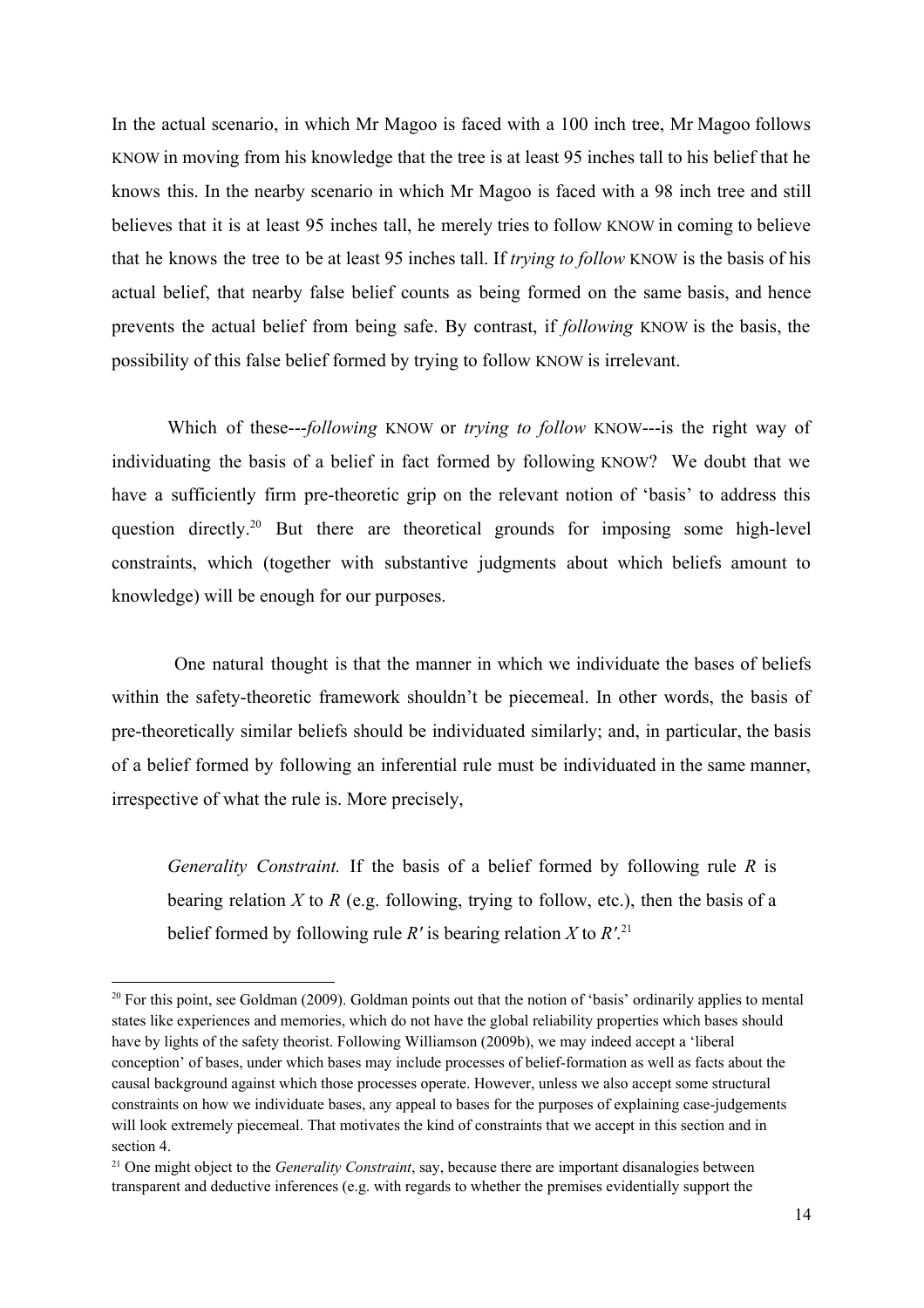In the actual scenario, in which Mr Magoo is faced with a 100 inch tree, Mr Magoo follows KNOW in moving from his knowledge that the tree is at least 95 inches tall to his belief that he knows this. In the nearby scenario in which Mr Magoo is faced with a 98 inch tree and still believes that it is at least 95 inches tall, he merely tries to follow KNOW in coming to believe that he knows the tree to be at least 95 inches tall. If *trying to follow* KNOW is the basis of his actual belief, that nearby false belief counts as being formed on the same basis, and hence prevents the actual belief from being safe. By contrast, if *following* KNOW is the basis, the possibility of this false belief formed by trying to follow KNOW is irrelevant.

Which of these---*following* KNOW or *trying to follow* KNOW---is the right way of individuating the basis of a belief in fact formed by following KNOW? We doubt that we have a sufficiently firm pre-theoretic grip on the relevant notion of 'basis' to address this question directly.[20] But there are theoretical grounds for imposing some high-level constraints, which (together with substantive judgments about which beliefs amount to knowledge) will be enough for our purposes.

One natural thought is that the manner in which we individuate the bases of beliefs within the safety-theoretic framework shouldn't be piecemeal. In other words, the basis of pre-theoretically similar beliefs should be individuated similarly; and, in particular, the basis of a belief formed by following an inferential rule must be individuated in the same manner, irrespective of what the rule is. More precisely,

> *Generality Constraint.* If the basis of a belief formed by following rule $R$ is bearing relation $X$ to $R$ (e.g. following, trying to follow, etc.), then the basis of a belief formed by following rule $R'$ is bearing relation $X$ to $R'$.[21]

---

[20] For this point, see Goldman (2009). Goldman points out that the notion of 'basis' ordinarily applies to mental states like experiences and memories, which do not have the global reliability properties which bases should have by lights of the safety theorist. Following Williamson (2009b), we may indeed accept a 'liberal conception' of bases, under which bases may include processes of belief-formation as well as facts about the causal background against which those processes operate. However, unless we also accept some structural constraints on how we individuate bases, any appeal to bases for the purposes of explaining case-judgements will look extremely piecemeal. That motivates the kind of constraints that we accept in this section and in section 4.

[21] One might object to the *Generality Constraint*, say, because there are important disanalogies between transparent and deductive inferences (e.g. with regards to whether the premises evidentially support the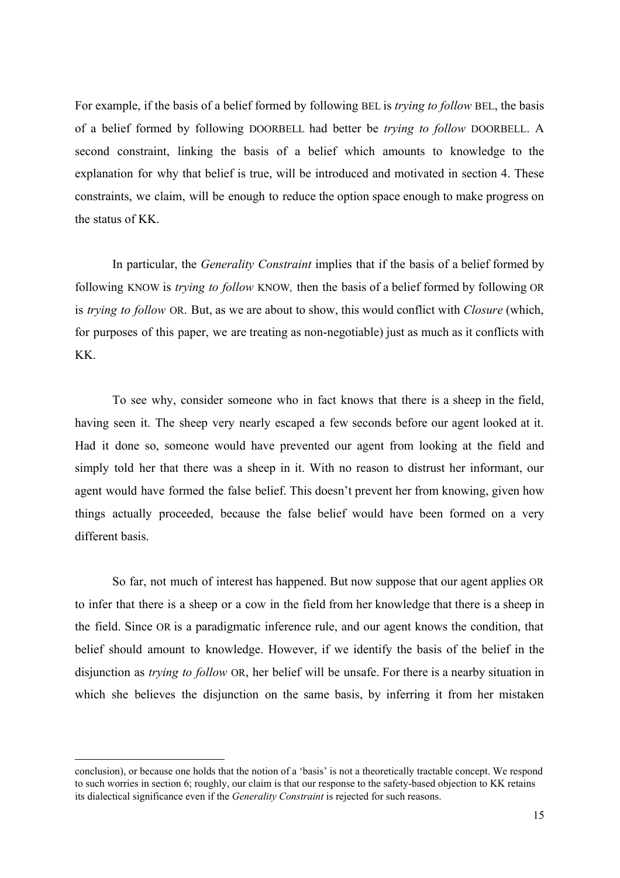For example, if the basis of a belief formed by following BEL is *trying to follow* BEL, the basis of a belief formed by following DOORBELL had better be *trying to follow* DOORBELL. A second constraint, linking the basis of a belief which amounts to knowledge to the explanation for why that belief is true, will be introduced and motivated in section 4. These constraints, we claim, will be enough to reduce the option space enough to make progress on the status of KK.

In particular, the *Generality Constraint* implies that if the basis of a belief formed by following KNOW is *trying to follow* KNOW*,* then the basis of a belief formed by following OR is *trying to follow* OR. But, as we are about to show, this would conflict with *Closure* (which, for purposes of this paper, we are treating as non-negotiable) just as much as it conflicts with KK.

To see why, consider someone who in fact knows that there is a sheep in the field, having seen it. The sheep very nearly escaped a few seconds before our agent looked at it. Had it done so, someone would have prevented our agent from looking at the field and simply told her that there was a sheep in it. With no reason to distrust her informant, our agent would have formed the false belief. This doesn't prevent her from knowing, given how things actually proceeded, because the false belief would have been formed on a very different basis.

So far, not much of interest has happened. But now suppose that our agent applies OR to infer that there is a sheep or a cow in the field from her knowledge that there is a sheep in the field. Since OR is a paradigmatic inference rule, and our agent knows the condition, that belief should amount to knowledge. However, if we identify the basis of the belief in the disjunction as *trying to follow* OR, her belief will be unsafe. For there is a nearby situation in which she believes the disjunction on the same basis, by inferring it from her mistaken

---

conclusion), or because one holds that the notion of a 'basis' is not a theoretically tractable concept. We respond to such worries in section 6; roughly, our claim is that our response to the safety-based objection to KK retains its dialectical significance even if the *Generality Constraint* is rejected for such reasons.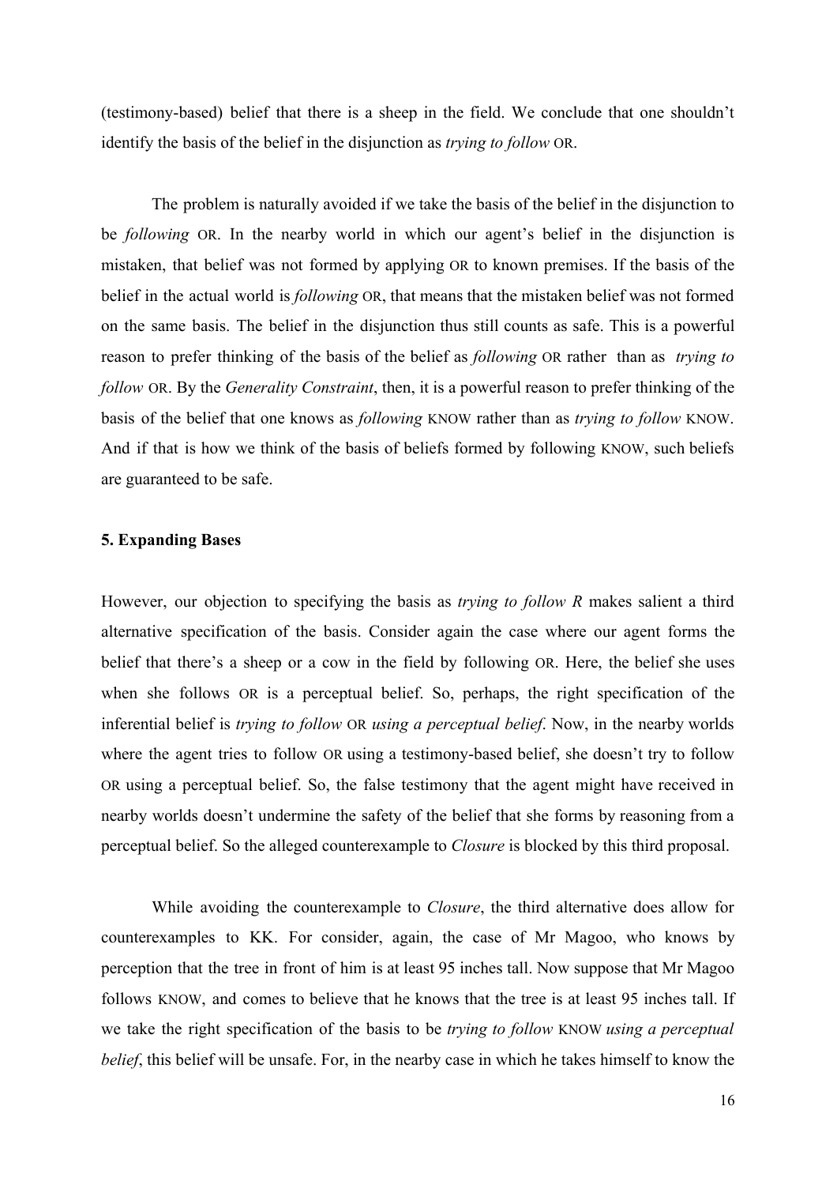(testimony-based) belief that there is a sheep in the field. We conclude that one shouldn't identify the basis of the belief in the disjunction as *trying to follow* OR.

The problem is naturally avoided if we take the basis of the belief in the disjunction to be *following* OR. In the nearby world in which our agent's belief in the disjunction is mistaken, that belief was not formed by applying OR to known premises. If the basis of the belief in the actual world is *following* OR, that means that the mistaken belief was not formed on the same basis. The belief in the disjunction thus still counts as safe. This is a powerful reason to prefer thinking of the basis of the belief as *following* OR rather than as *trying to follow* OR. By the *Generality Constraint*, then, it is a powerful reason to prefer thinking of the basis of the belief that one knows as *following* KNOW rather than as *trying to follow* KNOW. And if that is how we think of the basis of beliefs formed by following KNOW, such beliefs are guaranteed to be safe.

**5. Expanding Bases**

However, our objection to specifying the basis as *trying to follow R* makes salient a third alternative specification of the basis. Consider again the case where our agent forms the belief that there's a sheep or a cow in the field by following OR. Here, the belief she uses when she follows OR is a perceptual belief. So, perhaps, the right specification of the inferential belief is *trying to follow* OR *using a perceptual belief*. Now, in the nearby worlds where the agent tries to follow OR using a testimony-based belief, she doesn't try to follow OR using a perceptual belief. So, the false testimony that the agent might have received in nearby worlds doesn't undermine the safety of the belief that she forms by reasoning from a perceptual belief. So the alleged counterexample to *Closure* is blocked by this third proposal.

While avoiding the counterexample to *Closure*, the third alternative does allow for counterexamples to KK. For consider, again, the case of Mr Magoo, who knows by perception that the tree in front of him is at least 95 inches tall. Now suppose that Mr Magoo follows KNOW, and comes to believe that he knows that the tree is at least 95 inches tall. If we take the right specification of the basis to be *trying to follow* KNOW *using a perceptual belief*, this belief will be unsafe. For, in the nearby case in which he takes himself to know the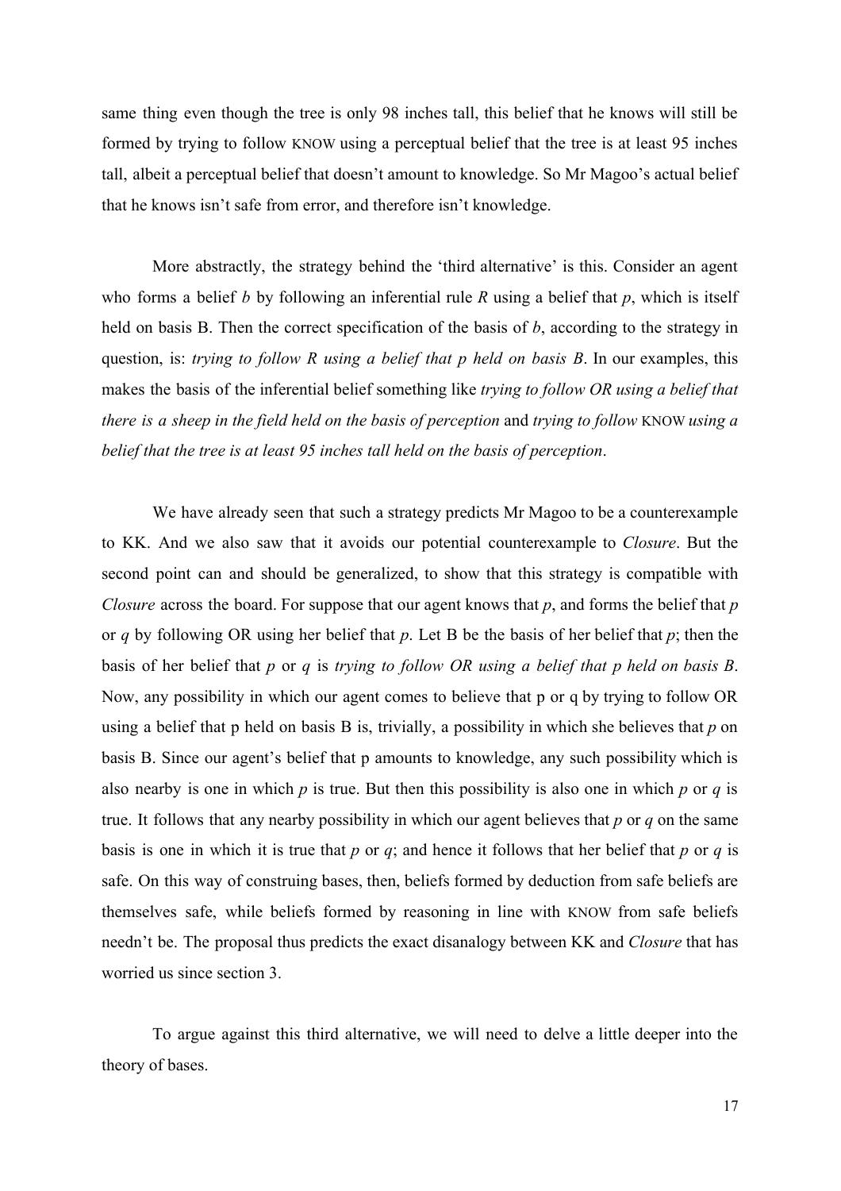same thing even though the tree is only 98 inches tall, this belief that he knows will still be formed by trying to follow KNOW using a perceptual belief that the tree is at least 95 inches tall, albeit a perceptual belief that doesn't amount to knowledge. So Mr Magoo's actual belief that he knows isn't safe from error, and therefore isn't knowledge.

More abstractly, the strategy behind the 'third alternative' is this. Consider an agent who forms a belief *b* by following an inferential rule *R* using a belief that *p*, which is itself held on basis B. Then the correct specification of the basis of *b*, according to the strategy in question, is: *trying to follow R using a belief that p held on basis B*. In our examples, this makes the basis of the inferential belief something like *trying to follow OR using a belief that there is a sheep in the field held on the basis of perception* and *trying to follow* KNOW *using a belief that the tree is at least 95 inches tall held on the basis of perception*.

We have already seen that such a strategy predicts Mr Magoo to be a counterexample to KK. And we also saw that it avoids our potential counterexample to *Closure*. But the second point can and should be generalized, to show that this strategy is compatible with *Closure* across the board. For suppose that our agent knows that *p*, and forms the belief that *p* or *q* by following OR using her belief that *p*. Let B be the basis of her belief that *p*; then the basis of her belief that *p* or *q* is *trying to follow OR using a belief that p held on basis B*. Now, any possibility in which our agent comes to believe that p or q by trying to follow OR using a belief that p held on basis B is, trivially, a possibility in which she believes that *p* on basis B. Since our agent's belief that p amounts to knowledge, any such possibility which is also nearby is one in which *p* is true. But then this possibility is also one in which *p* or *q* is true. It follows that any nearby possibility in which our agent believes that *p* or *q* on the same basis is one in which it is true that *p* or *q*; and hence it follows that her belief that *p* or *q* is safe. On this way of construing bases, then, beliefs formed by deduction from safe beliefs are themselves safe, while beliefs formed by reasoning in line with KNOW from safe beliefs needn't be. The proposal thus predicts the exact disanalogy between KK and *Closure* that has worried us since section 3.

To argue against this third alternative, we will need to delve a little deeper into the theory of bases.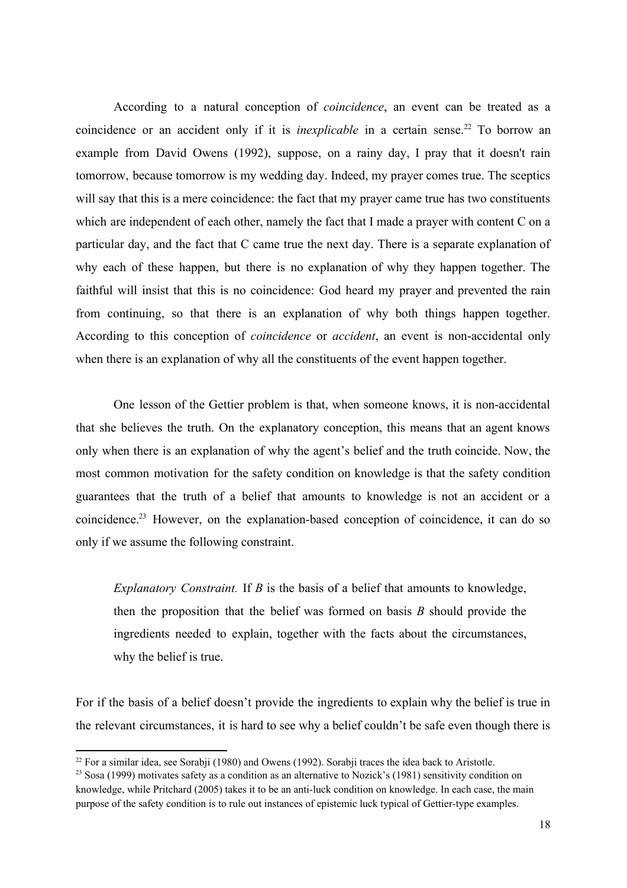According to a natural conception of *coincidence*, an event can be treated as a coincidence or an accident only if it is *inexplicable* in a certain sense.[22] To borrow an example from David Owens (1992), suppose, on a rainy day, I pray that it doesn't rain tomorrow, because tomorrow is my wedding day. Indeed, my prayer comes true. The sceptics will say that this is a mere coincidence: the fact that my prayer came true has two constituents which are independent of each other, namely the fact that I made a prayer with content C on a particular day, and the fact that C came true the next day. There is a separate explanation of why each of these happen, but there is no explanation of why they happen together. The faithful will insist that this is no coincidence: God heard my prayer and prevented the rain from continuing, so that there is an explanation of why both things happen together. According to this conception of *coincidence* or *accident*, an event is non-accidental only when there is an explanation of why all the constituents of the event happen together.

One lesson of the Gettier problem is that, when someone knows, it is non-accidental that she believes the truth. On the explanatory conception, this means that an agent knows only when there is an explanation of why the agent's belief and the truth coincide. Now, the most common motivation for the safety condition on knowledge is that the safety condition guarantees that the truth of a belief that amounts to knowledge is not an accident or a coincidence.[23] However, on the explanation-based conception of coincidence, it can do so only if we assume the following constraint.

> *Explanatory Constraint.* If *B* is the basis of a belief that amounts to knowledge, then the proposition that the belief was formed on basis *B* should provide the ingredients needed to explain, together with the facts about the circumstances, why the belief is true.

For if the basis of a belief doesn't provide the ingredients to explain why the belief is true in the relevant circumstances, it is hard to see why a belief couldn't be safe even though there is

---

[22] For a similar idea, see Sorabji (1980) and Owens (1992). Sorabji traces the idea back to Aristotle.

[23] Sosa (1999) motivates safety as a condition as an alternative to Nozick's (1981) sensitivity condition on knowledge, while Pritchard (2005) takes it to be an anti-luck condition on knowledge. In each case, the main purpose of the safety condition is to rule out instances of epistemic luck typical of Gettier-type examples.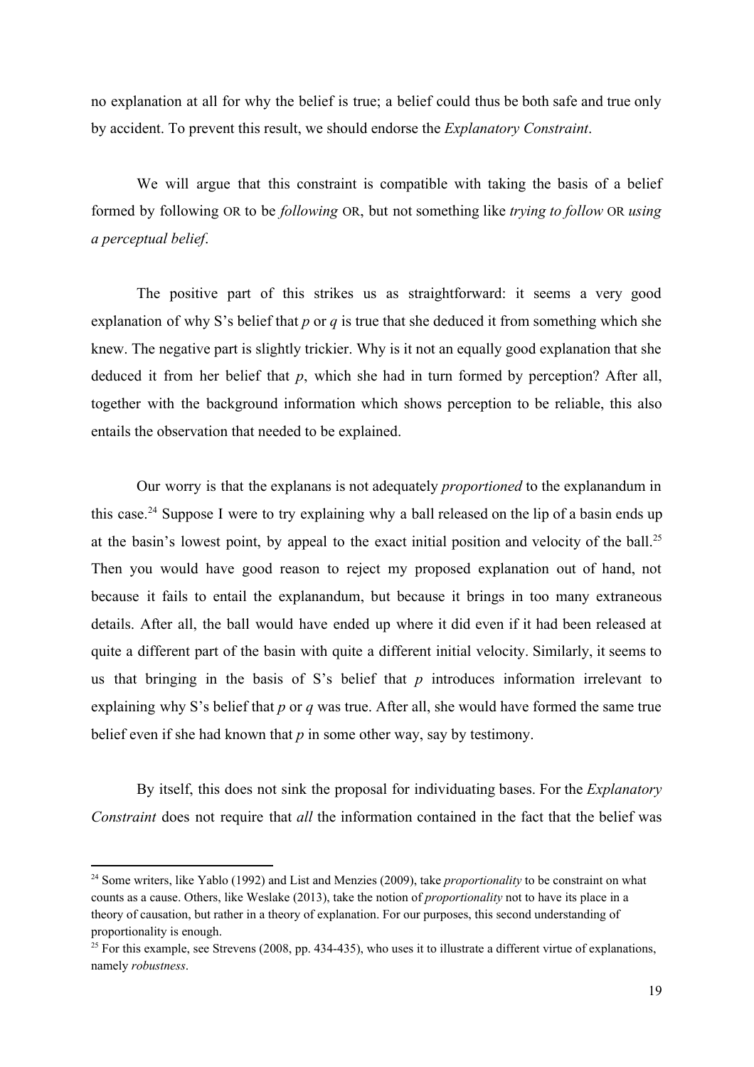no explanation at all for why the belief is true; a belief could thus be both safe and true only by accident. To prevent this result, we should endorse the *Explanatory Constraint*.

We will argue that this constraint is compatible with taking the basis of a belief formed by following OR to be *following* OR, but not something like *trying to follow* OR *using a perceptual belief*.

The positive part of this strikes us as straightforward: it seems a very good explanation of why S's belief that *p* or *q* is true that she deduced it from something which she knew. The negative part is slightly trickier. Why is it not an equally good explanation that she deduced it from her belief that *p*, which she had in turn formed by perception? After all, together with the background information which shows perception to be reliable, this also entails the observation that needed to be explained.

Our worry is that the explanans is not adequately *proportioned* to the explanandum in this case.[24] Suppose I were to try explaining why a ball released on the lip of a basin ends up at the basin's lowest point, by appeal to the exact initial position and velocity of the ball.[25] Then you would have good reason to reject my proposed explanation out of hand, not because it fails to entail the explanandum, but because it brings in too many extraneous details. After all, the ball would have ended up where it did even if it had been released at quite a different part of the basin with quite a different initial velocity. Similarly, it seems to us that bringing in the basis of S's belief that *p* introduces information irrelevant to explaining why S's belief that *p* or *q* was true. After all, she would have formed the same true belief even if she had known that *p* in some other way, say by testimony.

By itself, this does not sink the proposal for individuating bases. For the *Explanatory Constraint* does not require that *all* the information contained in the fact that the belief was

---

[24] Some writers, like Yablo (1992) and List and Menzies (2009), take *proportionality* to be constraint on what counts as a cause. Others, like Weslake (2013), take the notion of *proportionality* not to have its place in a theory of causation, but rather in a theory of explanation. For our purposes, this second understanding of proportionality is enough.

[25] For this example, see Strevens (2008, pp. 434-435), who uses it to illustrate a different virtue of explanations, namely *robustness*.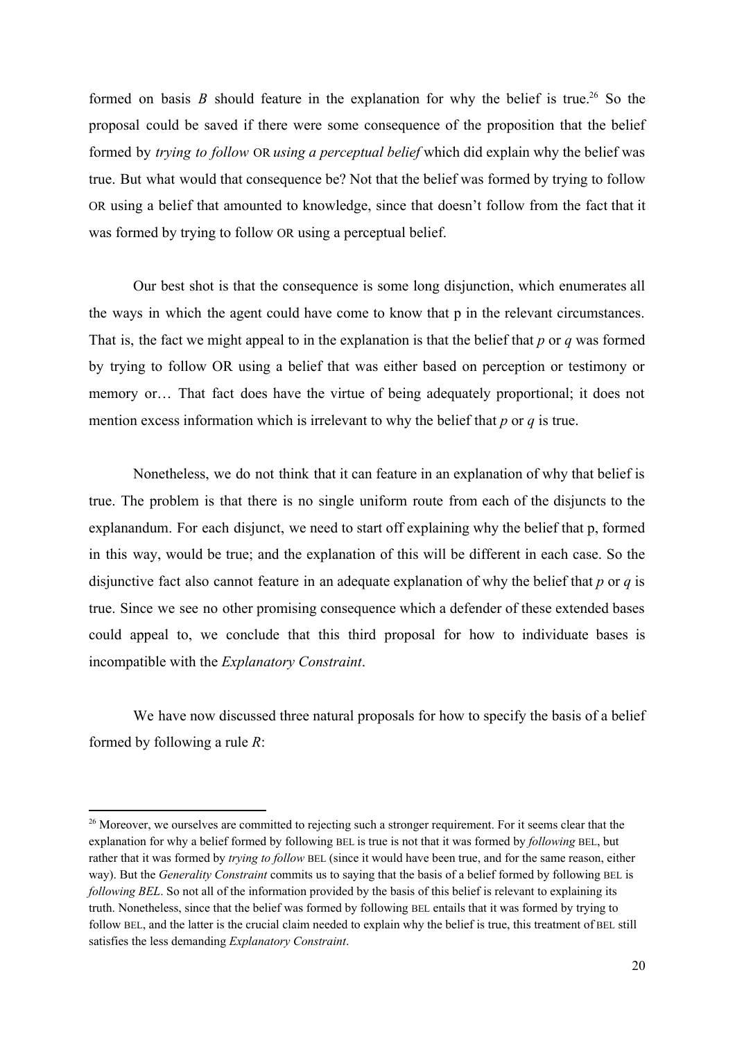formed on basis *B* should feature in the explanation for why the belief is true.[26] So the proposal could be saved if there were some consequence of the proposition that the belief formed by *trying to follow* OR *using a perceptual belief* which did explain why the belief was true. But what would that consequence be? Not that the belief was formed by trying to follow OR using a belief that amounted to knowledge, since that doesn't follow from the fact that it was formed by trying to follow OR using a perceptual belief.

Our best shot is that the consequence is some long disjunction, which enumerates all the ways in which the agent could have come to know that p in the relevant circumstances. That is, the fact we might appeal to in the explanation is that the belief that *p* or *q* was formed by trying to follow OR using a belief that was either based on perception or testimony or memory or… That fact does have the virtue of being adequately proportional; it does not mention excess information which is irrelevant to why the belief that *p* or *q* is true.

Nonetheless, we do not think that it can feature in an explanation of why that belief is true. The problem is that there is no single uniform route from each of the disjuncts to the explanandum. For each disjunct, we need to start off explaining why the belief that p, formed in this way, would be true; and the explanation of this will be different in each case. So the disjunctive fact also cannot feature in an adequate explanation of why the belief that *p* or *q* is true. Since we see no other promising consequence which a defender of these extended bases could appeal to, we conclude that this third proposal for how to individuate bases is incompatible with the *Explanatory Constraint*.

We have now discussed three natural proposals for how to specify the basis of a belief formed by following a rule *R*:

---

[26] Moreover, we ourselves are committed to rejecting such a stronger requirement. For it seems clear that the explanation for why a belief formed by following BEL is true is not that it was formed by *following* BEL, but rather that it was formed by *trying to follow* BEL (since it would have been true, and for the same reason, either way). But the *Generality Constraint* commits us to saying that the basis of a belief formed by following BEL is *following BEL*. So not all of the information provided by the basis of this belief is relevant to explaining its truth. Nonetheless, since that the belief was formed by following BEL entails that it was formed by trying to follow BEL, and the latter is the crucial claim needed to explain why the belief is true, this treatment of BEL still satisfies the less demanding *Explanatory Constraint*.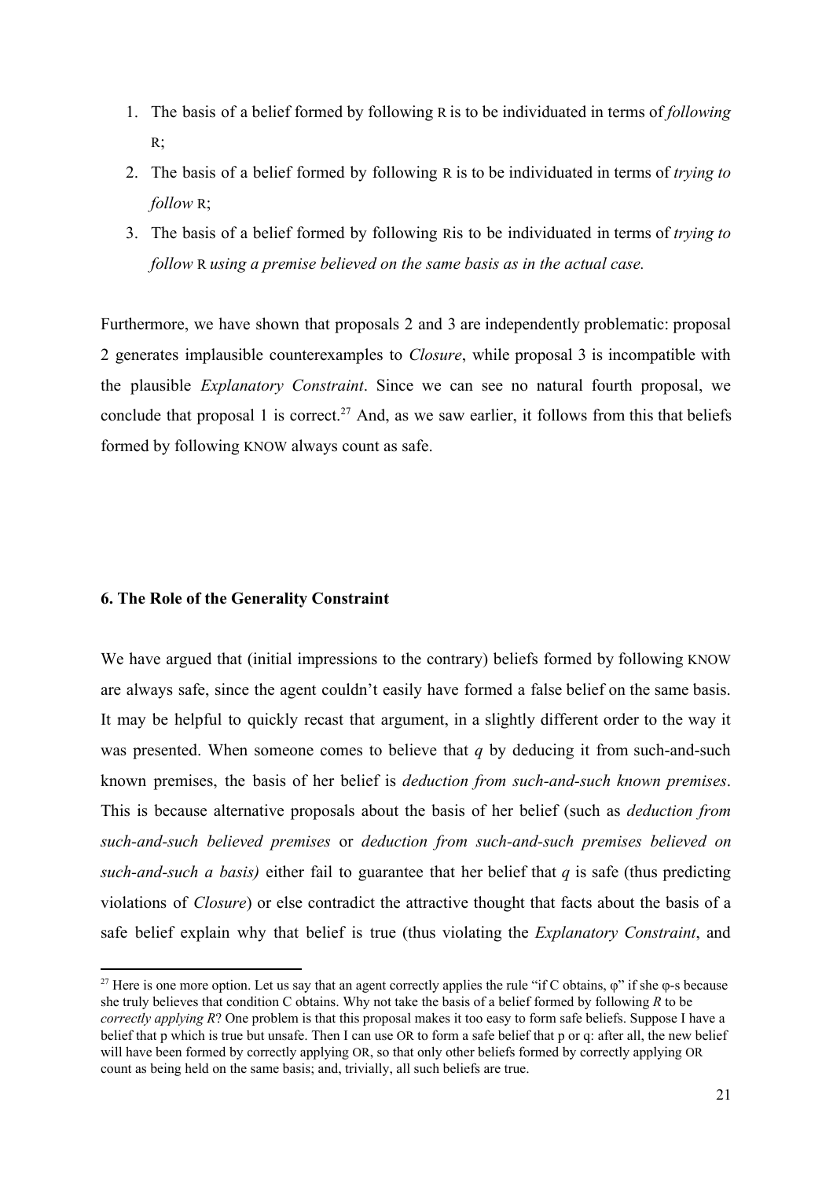1. The basis of a belief formed by following R is to be individuated in terms of *following* R;
2. The basis of a belief formed by following R is to be individuated in terms of *trying to follow* R;
3. The basis of a belief formed by following Ris to be individuated in terms of *trying to follow* R *using a premise believed on the same basis as in the actual case.*

Furthermore, we have shown that proposals 2 and 3 are independently problematic: proposal 2 generates implausible counterexamples to *Closure*, while proposal 3 is incompatible with the plausible *Explanatory Constraint*. Since we can see no natural fourth proposal, we conclude that proposal 1 is correct.[27] And, as we saw earlier, it follows from this that beliefs formed by following KNOW always count as safe.

### 6. The Role of the Generality Constraint

We have argued that (initial impressions to the contrary) beliefs formed by following KNOW are always safe, since the agent couldn't easily have formed a false belief on the same basis. It may be helpful to quickly recast that argument, in a slightly different order to the way it was presented. When someone comes to believe that *q* by deducing it from such-and-such known premises, the basis of her belief is *deduction from such-and-such known premises*. This is because alternative proposals about the basis of her belief (such as *deduction from such-and-such believed premises* or *deduction from such-and-such premises believed on such-and-such a basis)* either fail to guarantee that her belief that *q* is safe (thus predicting violations of *Closure*) or else contradict the attractive thought that facts about the basis of a safe belief explain why that belief is true (thus violating the *Explanatory Constraint*, and

---

[27] Here is one more option. Let us say that an agent correctly applies the rule "if C obtains, φ" if she φ-s because she truly believes that condition C obtains. Why not take the basis of a belief formed by following *R* to be *correctly applying R*? One problem is that this proposal makes it too easy to form safe beliefs. Suppose I have a belief that p which is true but unsafe. Then I can use OR to form a safe belief that p or q: after all, the new belief will have been formed by correctly applying OR, so that only other beliefs formed by correctly applying OR count as being held on the same basis; and, trivially, all such beliefs are true.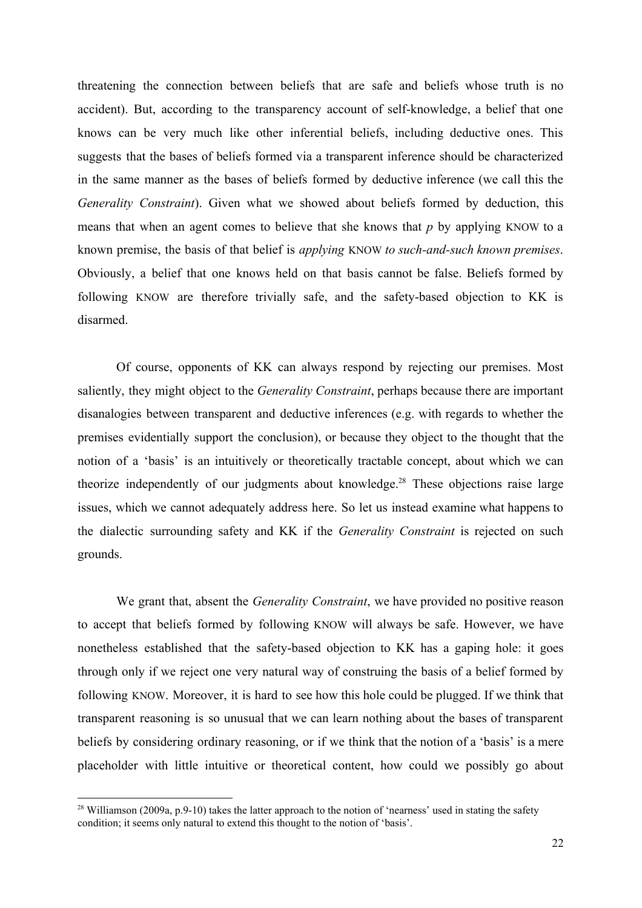threatening the connection between beliefs that are safe and beliefs whose truth is no accident). But, according to the transparency account of self-knowledge, a belief that one knows can be very much like other inferential beliefs, including deductive ones. This suggests that the bases of beliefs formed via a transparent inference should be characterized in the same manner as the bases of beliefs formed by deductive inference (we call this the *Generality Constraint*). Given what we showed about beliefs formed by deduction, this means that when an agent comes to believe that she knows that *p* by applying KNOW to a known premise, the basis of that belief is *applying* KNOW *to such-and-such known premises*. Obviously, a belief that one knows held on that basis cannot be false. Beliefs formed by following KNOW are therefore trivially safe, and the safety-based objection to KK is disarmed.

Of course, opponents of KK can always respond by rejecting our premises. Most saliently, they might object to the *Generality Constraint*, perhaps because there are important disanalogies between transparent and deductive inferences (e.g. with regards to whether the premises evidentially support the conclusion), or because they object to the thought that the notion of a 'basis' is an intuitively or theoretically tractable concept, about which we can theorize independently of our judgments about knowledge.[28] These objections raise large issues, which we cannot adequately address here. So let us instead examine what happens to the dialectic surrounding safety and KK if the *Generality Constraint* is rejected on such grounds.

We grant that, absent the *Generality Constraint*, we have provided no positive reason to accept that beliefs formed by following KNOW will always be safe. However, we have nonetheless established that the safety-based objection to KK has a gaping hole: it goes through only if we reject one very natural way of construing the basis of a belief formed by following KNOW. Moreover, it is hard to see how this hole could be plugged. If we think that transparent reasoning is so unusual that we can learn nothing about the bases of transparent beliefs by considering ordinary reasoning, or if we think that the notion of a 'basis' is a mere placeholder with little intuitive or theoretical content, how could we possibly go about

[28] Williamson (2009a, p.9-10) takes the latter approach to the notion of 'nearness' used in stating the safety condition; it seems only natural to extend this thought to the notion of 'basis'.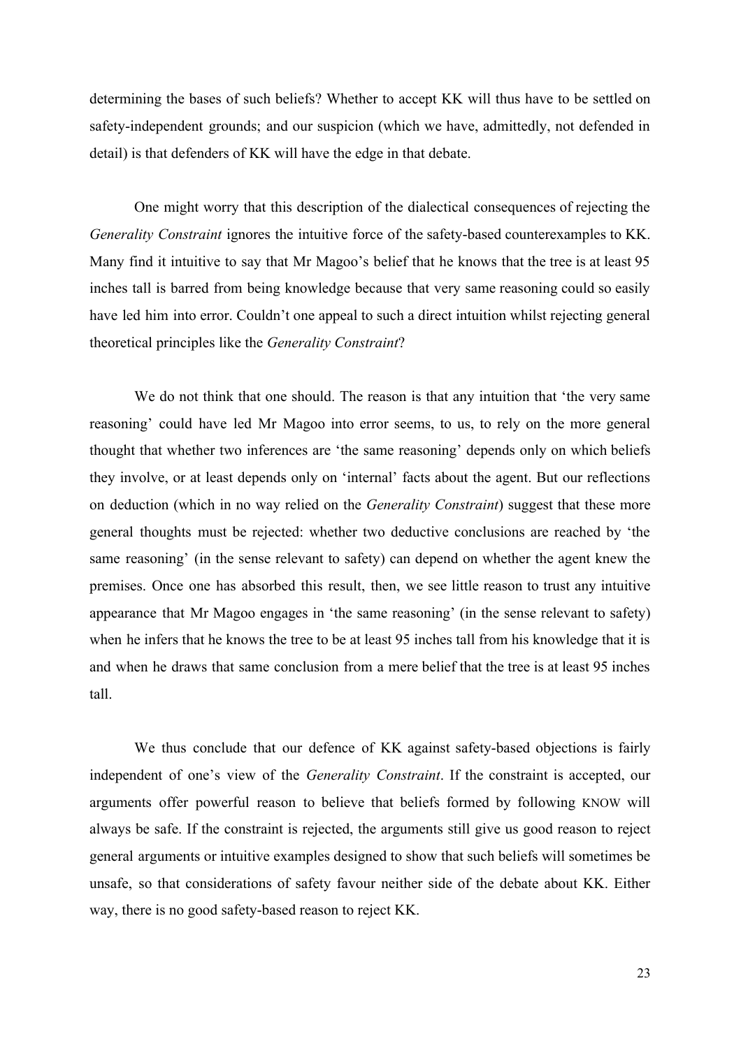determining the bases of such beliefs? Whether to accept KK will thus have to be settled on safety-independent grounds; and our suspicion (which we have, admittedly, not defended in detail) is that defenders of KK will have the edge in that debate.

One might worry that this description of the dialectical consequences of rejecting the *Generality Constraint* ignores the intuitive force of the safety-based counterexamples to KK. Many find it intuitive to say that Mr Magoo's belief that he knows that the tree is at least 95 inches tall is barred from being knowledge because that very same reasoning could so easily have led him into error. Couldn't one appeal to such a direct intuition whilst rejecting general theoretical principles like the *Generality Constraint*?

We do not think that one should. The reason is that any intuition that 'the very same reasoning' could have led Mr Magoo into error seems, to us, to rely on the more general thought that whether two inferences are 'the same reasoning' depends only on which beliefs they involve, or at least depends only on 'internal' facts about the agent. But our reflections on deduction (which in no way relied on the *Generality Constraint*) suggest that these more general thoughts must be rejected: whether two deductive conclusions are reached by 'the same reasoning' (in the sense relevant to safety) can depend on whether the agent knew the premises. Once one has absorbed this result, then, we see little reason to trust any intuitive appearance that Mr Magoo engages in 'the same reasoning' (in the sense relevant to safety) when he infers that he knows the tree to be at least 95 inches tall from his knowledge that it is and when he draws that same conclusion from a mere belief that the tree is at least 95 inches tall.

We thus conclude that our defence of KK against safety-based objections is fairly independent of one's view of the *Generality Constraint*. If the constraint is accepted, our arguments offer powerful reason to believe that beliefs formed by following KNOW will always be safe. If the constraint is rejected, the arguments still give us good reason to reject general arguments or intuitive examples designed to show that such beliefs will sometimes be unsafe, so that considerations of safety favour neither side of the debate about KK. Either way, there is no good safety-based reason to reject KK.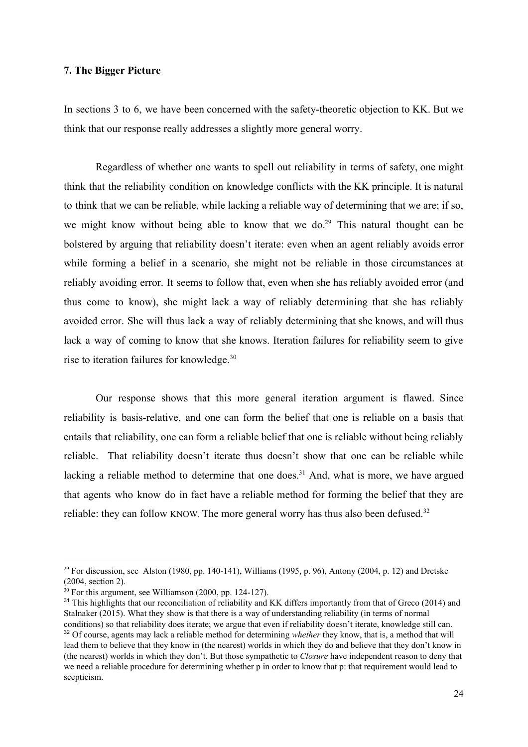## 7. The Bigger Picture

In sections 3 to 6, we have been concerned with the safety-theoretic objection to KK. But we think that our response really addresses a slightly more general worry.

Regardless of whether one wants to spell out reliability in terms of safety, one might think that the reliability condition on knowledge conflicts with the KK principle. It is natural to think that we can be reliable, while lacking a reliable way of determining that we are; if so, we might know without being able to know that we do.[29] This natural thought can be bolstered by arguing that reliability doesn't iterate: even when an agent reliably avoids error while forming a belief in a scenario, she might not be reliable in those circumstances at reliably avoiding error. It seems to follow that, even when she has reliably avoided error (and thus come to know), she might lack a way of reliably determining that she has reliably avoided error. She will thus lack a way of reliably determining that she knows, and will thus lack a way of coming to know that she knows. Iteration failures for reliability seem to give rise to iteration failures for knowledge.[30]

Our response shows that this more general iteration argument is flawed. Since reliability is basis-relative, and one can form the belief that one is reliable on a basis that entails that reliability, one can form a reliable belief that one is reliable without being reliably reliable. That reliability doesn't iterate thus doesn't show that one can be reliable while lacking a reliable method to determine that one does.[31] And, what is more, we have argued that agents who know do in fact have a reliable method for forming the belief that they are reliable: they can follow KNOW. The more general worry has thus also been defused.[32]

---

[29] For discussion, see Alston (1980, pp. 140-141), Williams (1995, p. 96), Antony (2004, p. 12) and Dretske (2004, section 2).

[30] For this argument, see Williamson (2000, pp. 124-127).

[31] This highlights that our reconciliation of reliability and KK differs importantly from that of Greco (2014) and Stalnaker (2015). What they show is that there is a way of understanding reliability (in terms of normal conditions) so that reliability does iterate; we argue that even if reliability doesn't iterate, knowledge still can.

[32] Of course, agents may lack a reliable method for determining *whether* they know, that is, a method that will lead them to believe that they know in (the nearest) worlds in which they do and believe that they don't know in (the nearest) worlds in which they don't. But those sympathetic to *Closure* have independent reason to deny that we need a reliable procedure for determining whether p in order to know that p: that requirement would lead to scepticism.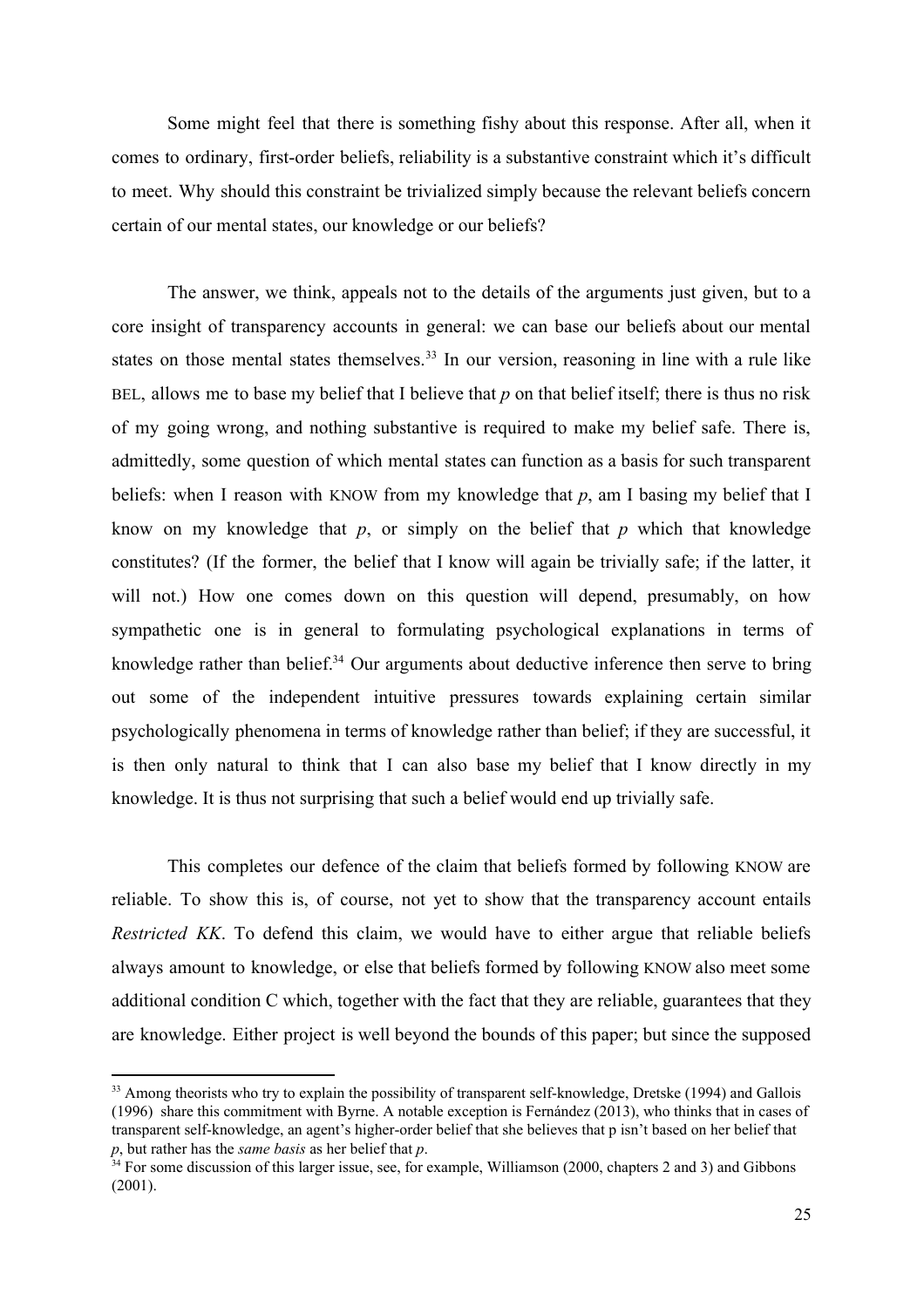Some might feel that there is something fishy about this response. After all, when it comes to ordinary, first-order beliefs, reliability is a substantive constraint which it's difficult to meet. Why should this constraint be trivialized simply because the relevant beliefs concern certain of our mental states, our knowledge or our beliefs?

The answer, we think, appeals not to the details of the arguments just given, but to a core insight of transparency accounts in general: we can base our beliefs about our mental states on those mental states themselves.[33] In our version, reasoning in line with a rule like BEL, allows me to base my belief that I believe that *p* on that belief itself; there is thus no risk of my going wrong, and nothing substantive is required to make my belief safe. There is, admittedly, some question of which mental states can function as a basis for such transparent beliefs: when I reason with KNOW from my knowledge that *p*, am I basing my belief that I know on my knowledge that *p*, or simply on the belief that *p* which that knowledge constitutes? (If the former, the belief that I know will again be trivially safe; if the latter, it will not.) How one comes down on this question will depend, presumably, on how sympathetic one is in general to formulating psychological explanations in terms of knowledge rather than belief.[34] Our arguments about deductive inference then serve to bring out some of the independent intuitive pressures towards explaining certain similar psychologically phenomena in terms of knowledge rather than belief; if they are successful, it is then only natural to think that I can also base my belief that I know directly in my knowledge. It is thus not surprising that such a belief would end up trivially safe.

This completes our defence of the claim that beliefs formed by following KNOW are reliable. To show this is, of course, not yet to show that the transparency account entails *Restricted KK*. To defend this claim, we would have to either argue that reliable beliefs always amount to knowledge, or else that beliefs formed by following KNOW also meet some additional condition C which, together with the fact that they are reliable, guarantees that they are knowledge. Either project is well beyond the bounds of this paper; but since the supposed

---

[33] Among theorists who try to explain the possibility of transparent self-knowledge, Dretske (1994) and Gallois (1996) share this commitment with Byrne. A notable exception is Fernández (2013), who thinks that in cases of transparent self-knowledge, an agent's higher-order belief that she believes that p isn't based on her belief that *p*, but rather has the *same basis* as her belief that *p*.

[34] For some discussion of this larger issue, see, for example, Williamson (2000, chapters 2 and 3) and Gibbons (2001).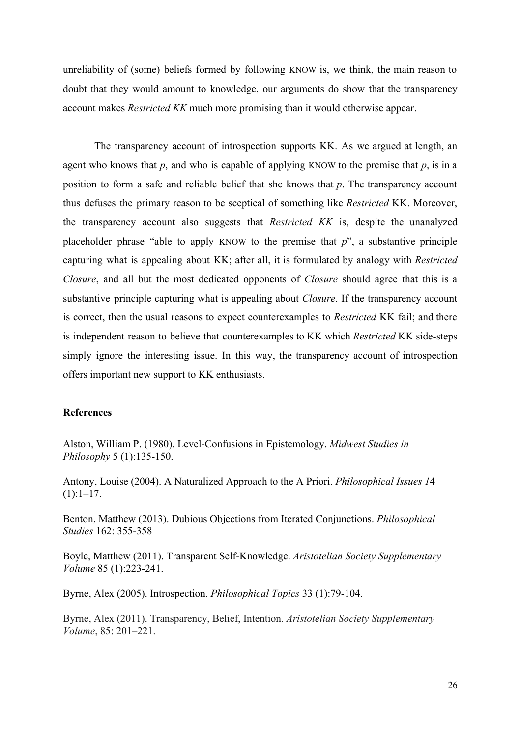unreliability of (some) beliefs formed by following KNOW is, we think, the main reason to doubt that they would amount to knowledge, our arguments do show that the transparency account makes *Restricted KK* much more promising than it would otherwise appear.

The transparency account of introspection supports KK. As we argued at length, an agent who knows that *p*, and who is capable of applying KNOW to the premise that *p*, is in a position to form a safe and reliable belief that she knows that *p*. The transparency account thus defuses the primary reason to be sceptical of something like *Restricted* KK. Moreover, the transparency account also suggests that *Restricted KK* is, despite the unanalyzed placeholder phrase "able to apply KNOW to the premise that *p*", a substantive principle capturing what is appealing about KK; after all, it is formulated by analogy with *Restricted Closure*, and all but the most dedicated opponents of *Closure* should agree that this is a substantive principle capturing what is appealing about *Closure*. If the transparency account is correct, then the usual reasons to expect counterexamples to *Restricted* KK fail; and there is independent reason to believe that counterexamples to KK which *Restricted* KK side-steps simply ignore the interesting issue. In this way, the transparency account of introspection offers important new support to KK enthusiasts.

## References

Alston, William P. (1980). Level-Confusions in Epistemology. *Midwest Studies in Philosophy* 5 (1):135-150.

Antony, Louise (2004). A Naturalized Approach to the A Priori. *Philosophical Issues 1*4 (1):1–17.

Benton, Matthew (2013). Dubious Objections from Iterated Conjunctions. *Philosophical Studies* 162: 355-358

Boyle, Matthew (2011). Transparent Self-Knowledge. *Aristotelian Society Supplementary Volume* 85 (1):223-241.

Byrne, Alex (2005). Introspection. *Philosophical Topics* 33 (1):79-104.

Byrne, Alex (2011). Transparency, Belief, Intention. *Aristotelian Society Supplementary Volume*, 85: 201–221.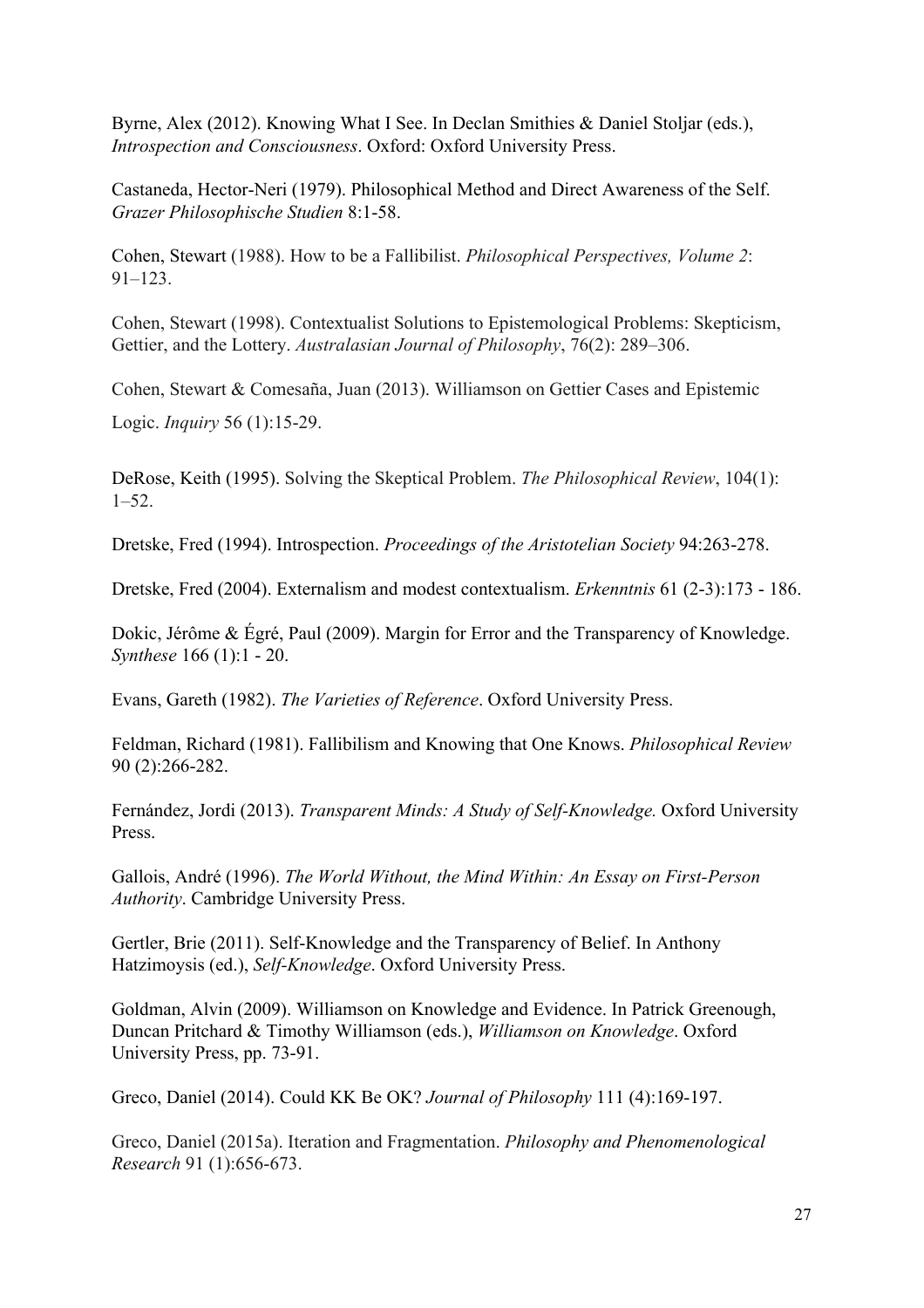Byrne, Alex (2012). Knowing What I See. In Declan Smithies & Daniel Stoljar (eds.), *Introspection and Consciousness*. Oxford: Oxford University Press.

Castaneda, Hector-Neri (1979). Philosophical Method and Direct Awareness of the Self. *Grazer Philosophische Studien* 8:1-58.

Cohen, Stewart (1988). How to be a Fallibilist. *Philosophical Perspectives, Volume 2*: 91–123.

Cohen, Stewart (1998). Contextualist Solutions to Epistemological Problems: Skepticism, Gettier, and the Lottery. *Australasian Journal of Philosophy*, 76(2): 289–306.

Cohen, Stewart & Comesaña, Juan (2013). Williamson on Gettier Cases and Epistemic Logic. *Inquiry* 56 (1):15-29.

DeRose, Keith (1995). Solving the Skeptical Problem. *The Philosophical Review*, 104(1): 1–52.

Dretske, Fred (1994). Introspection. *Proceedings of the Aristotelian Society* 94:263-278.

Dretske, Fred (2004). Externalism and modest contextualism. *Erkenntnis* 61 (2-3):173 - 186.

Dokic, Jérôme & Égré, Paul (2009). Margin for Error and the Transparency of Knowledge. *Synthese* 166 (1):1 - 20.

Evans, Gareth (1982). *The Varieties of Reference*. Oxford University Press.

Feldman, Richard (1981). Fallibilism and Knowing that One Knows. *Philosophical Review* 90 (2):266-282.

Fernández, Jordi (2013). *Transparent Minds: A Study of Self-Knowledge.* Oxford University Press.

Gallois, André (1996). *The World Without, the Mind Within: An Essay on First-Person Authority*. Cambridge University Press.

Gertler, Brie (2011). Self-Knowledge and the Transparency of Belief. In Anthony Hatzimoysis (ed.), *Self-Knowledge*. Oxford University Press.

Goldman, Alvin (2009). Williamson on Knowledge and Evidence. In Patrick Greenough, Duncan Pritchard & Timothy Williamson (eds.), *Williamson on Knowledge*. Oxford University Press, pp. 73-91.

Greco, Daniel (2014). Could KK Be OK? *Journal of Philosophy* 111 (4):169-197.

Greco, Daniel (2015a). Iteration and Fragmentation. *Philosophy and Phenomenological Research* 91 (1):656-673.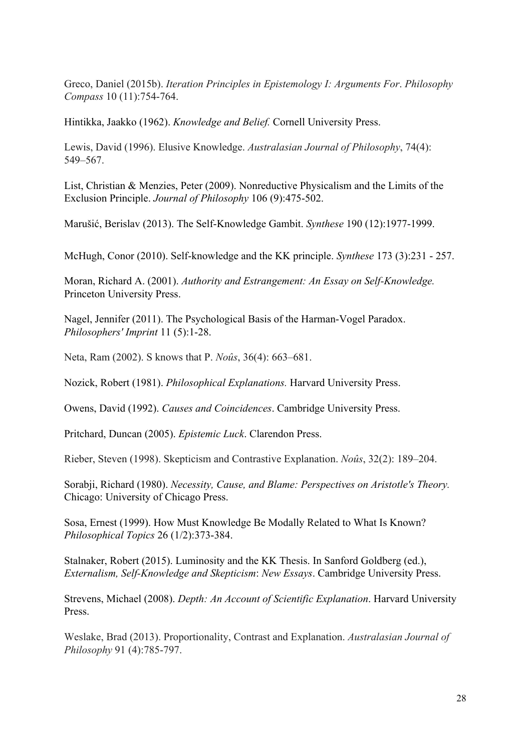Greco, Daniel (2015b). *Iteration Principles in Epistemology I: Arguments For*. *Philosophy Compass* 10 (11):754-764.

Hintikka, Jaakko (1962). *Knowledge and Belief.* Cornell University Press.

Lewis, David (1996). Elusive Knowledge. *Australasian Journal of Philosophy*, 74(4): 549–567.

List, Christian & Menzies, Peter (2009). Nonreductive Physicalism and the Limits of the Exclusion Principle. *Journal of Philosophy* 106 (9):475-502.

Marušić, Berislav (2013). The Self-Knowledge Gambit. *Synthese* 190 (12):1977-1999.

McHugh, Conor (2010). Self-knowledge and the KK principle. *Synthese* 173 (3):231 - 257.

Moran, Richard A. (2001). *Authority and Estrangement: An Essay on Self-Knowledge.* Princeton University Press.

Nagel, Jennifer (2011). The Psychological Basis of the Harman-Vogel Paradox. *Philosophers' Imprint* 11 (5):1-28.

Neta, Ram (2002). S knows that P. *Noûs*, 36(4): 663–681.

Nozick, Robert (1981). *Philosophical Explanations.* Harvard University Press.

Owens, David (1992). *Causes and Coincidences*. Cambridge University Press.

Pritchard, Duncan (2005). *Epistemic Luck*. Clarendon Press.

Rieber, Steven (1998). Skepticism and Contrastive Explanation. *Noûs*, 32(2): 189–204.

Sorabji, Richard (1980). *Necessity, Cause, and Blame: Perspectives on Aristotle's Theory.* Chicago: University of Chicago Press.

Sosa, Ernest (1999). How Must Knowledge Be Modally Related to What Is Known? *Philosophical Topics* 26 (1/2):373-384.

Stalnaker, Robert (2015). Luminosity and the KK Thesis. In Sanford Goldberg (ed.), *Externalism, Self-Knowledge and Skepticism*: *New Essays*. Cambridge University Press.

Strevens, Michael (2008). *Depth: An Account of Scientific Explanation*. Harvard University Press.

Weslake, Brad (2013). Proportionality, Contrast and Explanation. *Australasian Journal of Philosophy* 91 (4):785-797.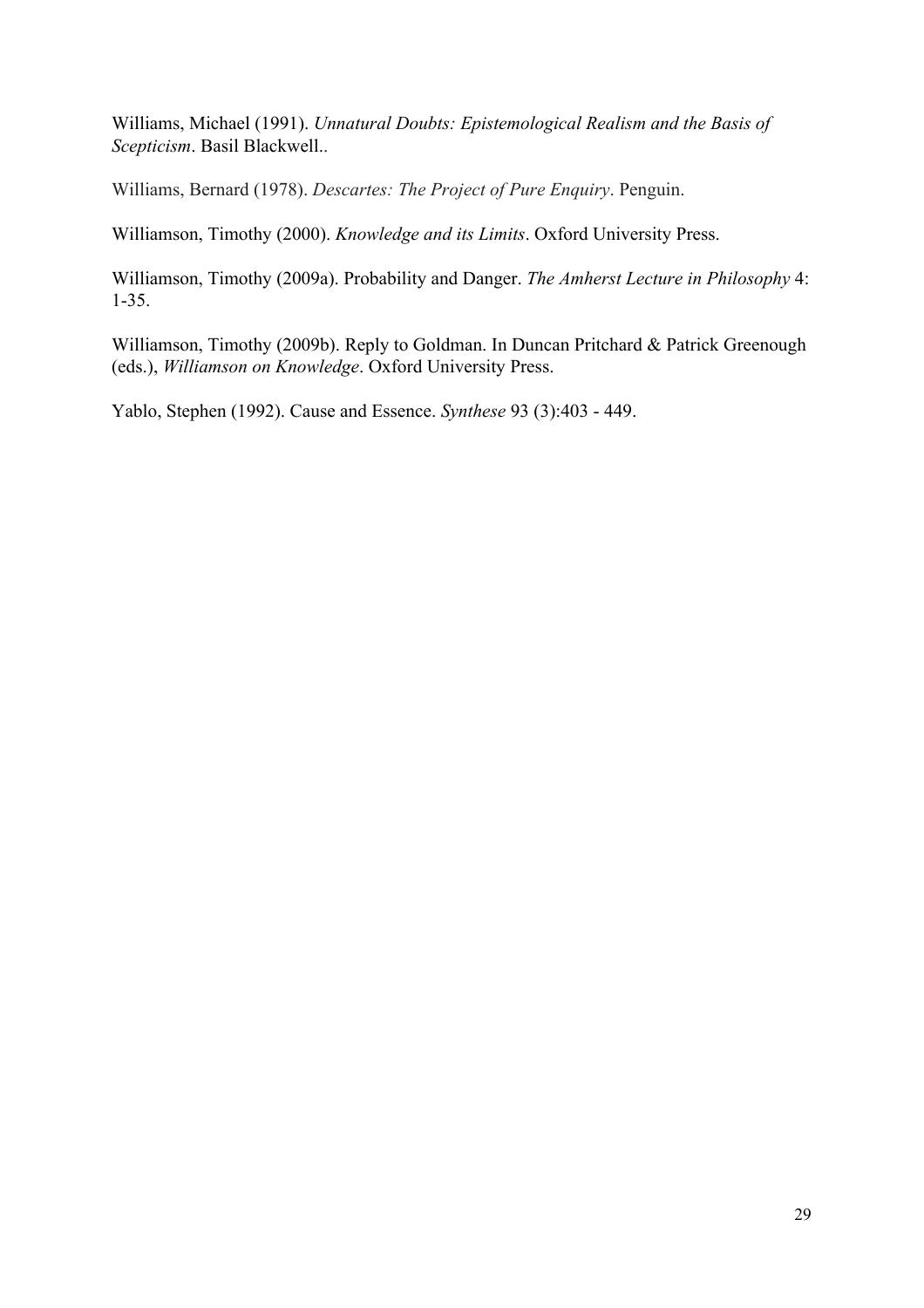Williams, Michael (1991). *Unnatural Doubts: Epistemological Realism and the Basis of Scepticism*. Basil Blackwell..

Williams, Bernard (1978). *Descartes: The Project of Pure Enquiry*. Penguin.

Williamson, Timothy (2000). *Knowledge and its Limits*. Oxford University Press.

Williamson, Timothy (2009a). Probability and Danger. *The Amherst Lecture in Philosophy* 4: 1-35.

Williamson, Timothy (2009b). Reply to Goldman. In Duncan Pritchard & Patrick Greenough (eds.), *Williamson on Knowledge*. Oxford University Press.

Yablo, Stephen (1992). Cause and Essence. *Synthese* 93 (3):403 - 449.